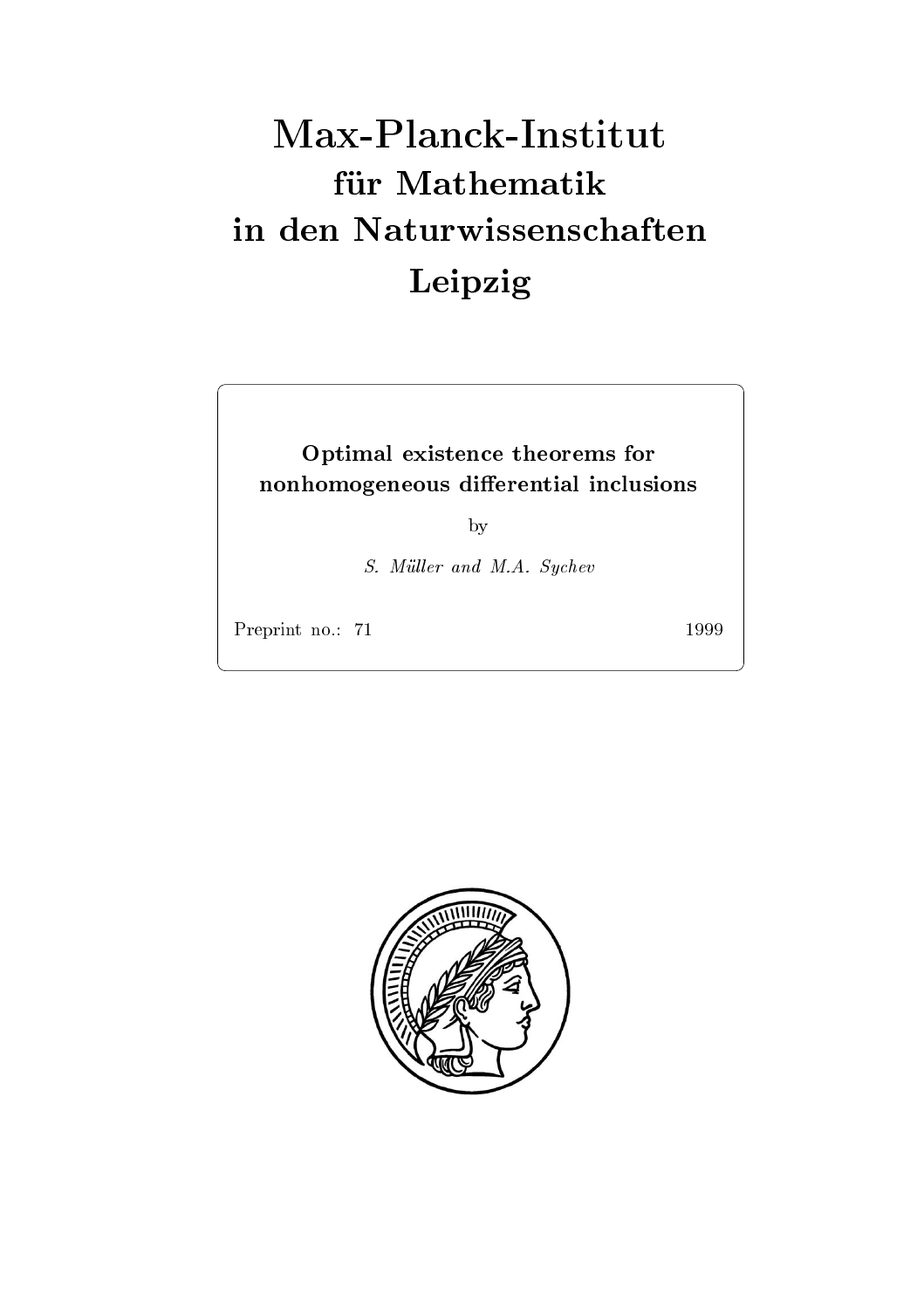# Max-Planck-Institut
## für Mathematik
## in den Naturwissenschaften
## Leipzig

**Optimal existence theorems for nonhomogeneous differential inclusions**

by

*S. Müller and M.A. Sychev*

Preprint no.: 71 1999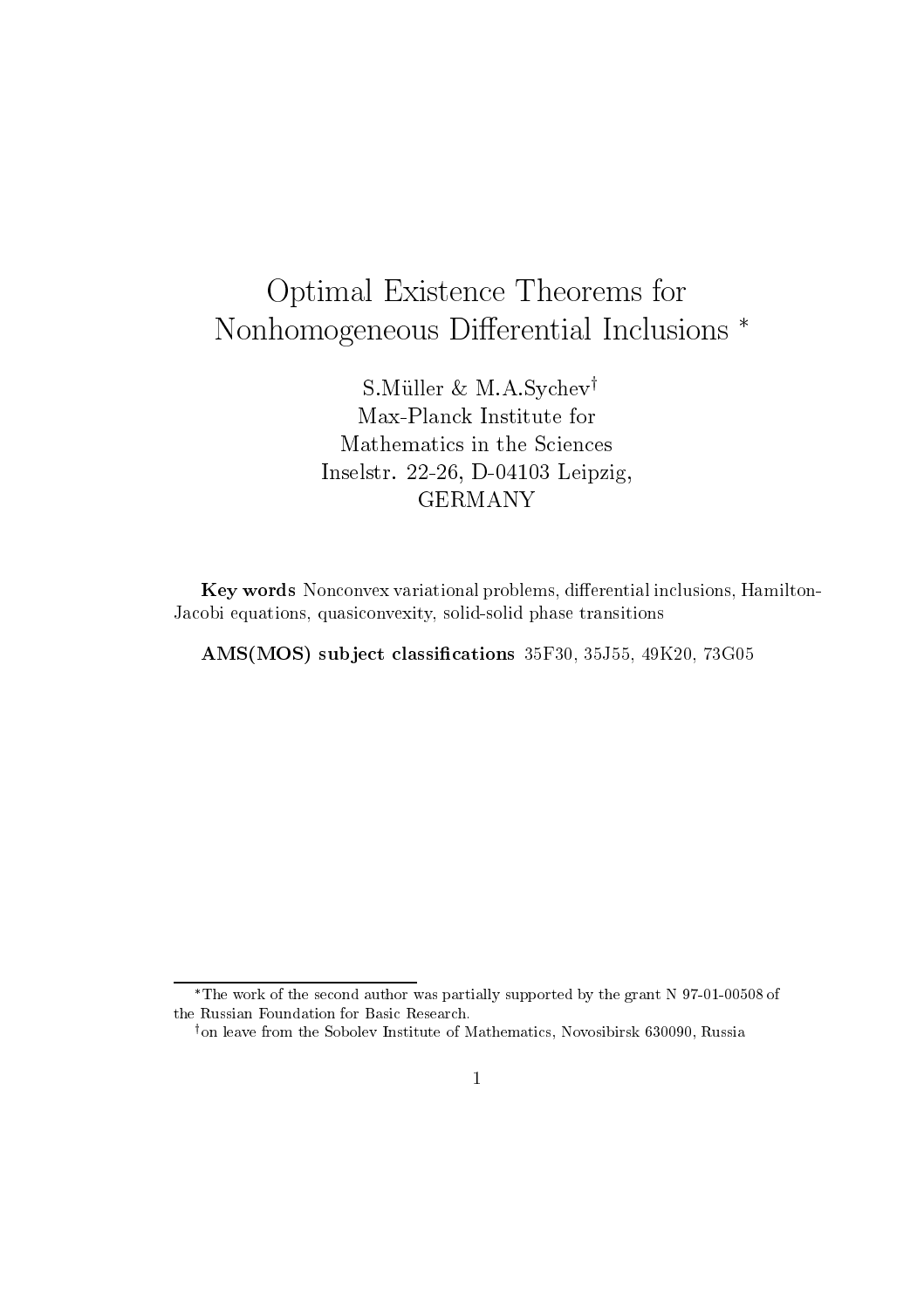# Optimal Existence Theorems for Nonhomogeneous Differential Inclusions *

S.Müller & M.A.Sychev[†]
Max-Planck Institute for
Mathematics in the Sciences
Inselstr. 22-26, D-04103 Leipzig,
GERMANY

**Key words** Nonconvex variational problems, differential inclusions, Hamilton-Jacobi equations, quasiconvexity, solid-solid phase transitions

**AMS(MOS) subject classifications** 35F30, 35J55, 49K20, 73G05

*The work of the second author was partially supported by the grant N 97-01-00508 of the Russian Foundation for Basic Research.

[†]on leave from the Sobolev Institute of Mathematics, Novosibirsk 630090, Russia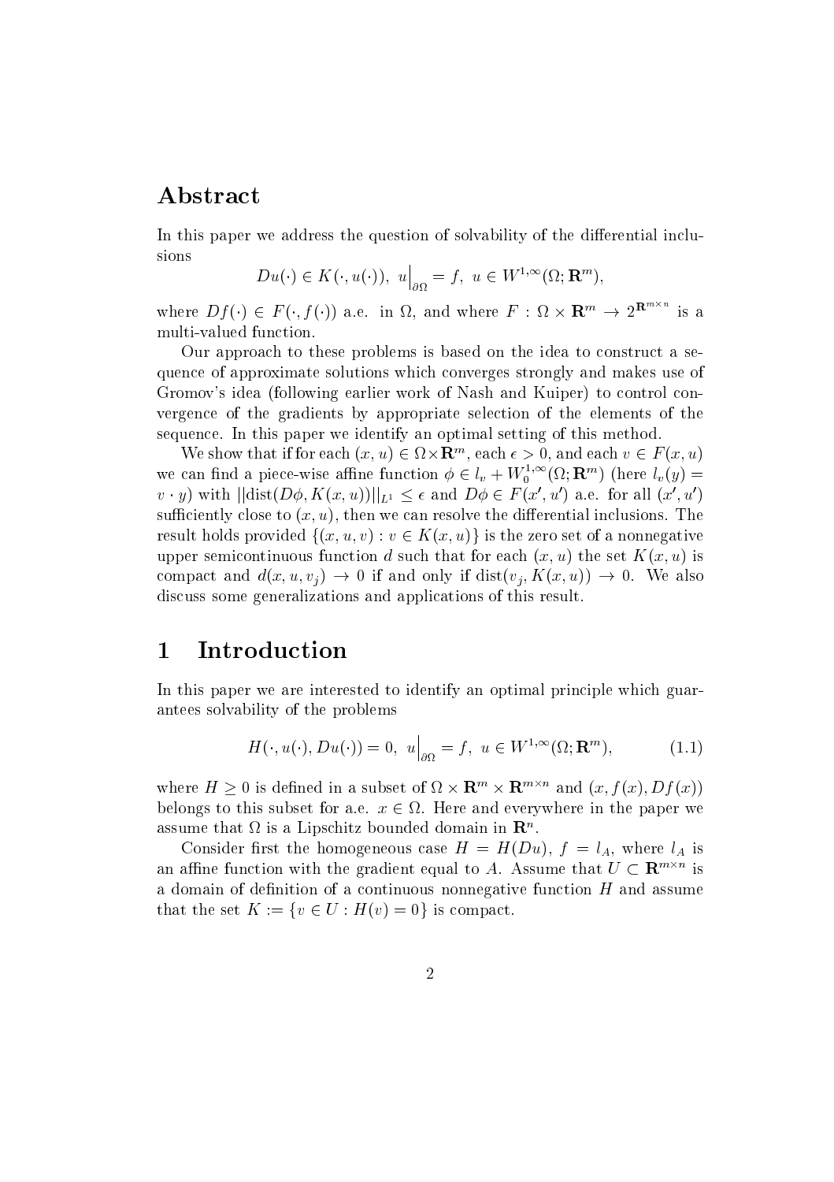## Abstract

In this paper we address the question of solvability of the differential inclusions

$$Du(\cdot) \in K(\cdot, u(\cdot)),\ u\Big|_{\partial\Omega} = f,\ u \in W^{1,\infty}(\Omega; \mathbf{R}^m),$$

where $Df(\cdot) \in F(\cdot, f(\cdot))$ a.e. in $\Omega$, and where $F : \Omega \times \mathbf{R}^m \to 2^{\mathbf{R}^{m\times n}}$ is a multi-valued function.

Our approach to these problems is based on the idea to construct a sequence of approximate solutions which converges strongly and makes use of Gromov's idea (following earlier work of Nash and Kuiper) to control convergence of the gradients by appropriate selection of the elements of the sequence. In this paper we identify an optimal setting of this method.

We show that if for each $(x, u) \in \Omega\times\mathbf{R}^m$, each $\epsilon > 0$, and each $v \in F(x, u)$ we can find a piece-wise affine function $\phi \in l_v + W_0^{1,\infty}(\Omega; \mathbf{R}^m)$ (here $l_v(y) = v \cdot y$) with $||\mathrm{dist}(D\phi, K(x, u))||_{L^1} \le \epsilon$ and $D\phi \in F(x', u')$ a.e. for all $(x', u')$ sufficiently close to $(x, u)$, then we can resolve the differential inclusions. The result holds provided $\{(x, u, v) : v \in K(x, u)\}$ is the zero set of a nonnegative upper semicontinuous function $d$ such that for each $(x, u)$ the set $K(x, u)$ is compact and $d(x, u, v_j) \to 0$ if and only if $\mathrm{dist}(v_j, K(x, u)) \to 0$. We also discuss some generalizations and applications of this result.

## 1 Introduction

In this paper we are interested to identify an optimal principle which guarantees solvability of the problems

$$H(\cdot, u(\cdot), Du(\cdot)) = 0,\ u\Big|_{\partial\Omega} = f,\ u \in W^{1,\infty}(\Omega; \mathbf{R}^m), \tag{1.1}$$

where $H \ge 0$ is defined in a subset of $\Omega \times \mathbf{R}^m \times \mathbf{R}^{m\times n}$ and $(x, f(x), Df(x))$ belongs to this subset for a.e. $x \in \Omega$. Here and everywhere in the paper we assume that $\Omega$ is a Lipschitz bounded domain in $\mathbf{R}^n$.

Consider first the homogeneous case $H = H(Du)$, $f = l_A$, where $l_A$ is an affine function with the gradient equal to $A$. Assume that $U \subset \mathbf{R}^{m\times n}$ is a domain of definition of a continuous nonnegative function $H$ and assume that the set $K := \{v \in U : H(v) = 0\}$ is compact.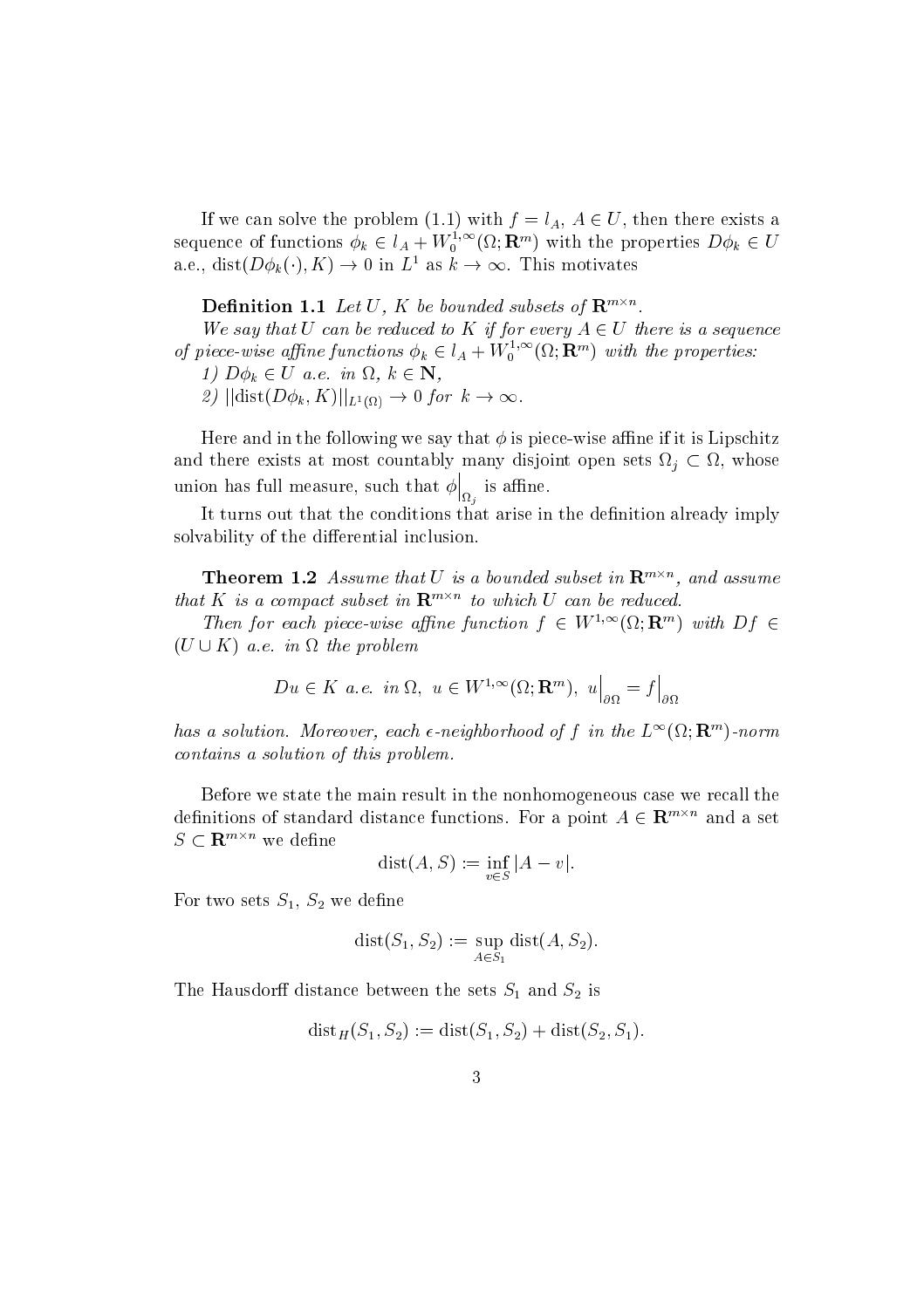If we can solve the problem (1.1) with $f = l_A$, $A \in U$, then there exists a sequence of functions $\phi_k \in l_A + W_0^{1,\infty}(\Omega; \mathbf{R}^m)$ with the properties $D\phi_k \in U$ a.e., $\operatorname{dist}(D\phi_k(\cdot), K) \to 0$ in $L^1$ as $k \to \infty$. This motivates

**Definition 1.1** *Let $U$, $K$ be bounded subsets of $\mathbf{R}^{m\times n}$.*

*We say that $U$ can be reduced to $K$ if for every $A \in U$ there is a sequence of piece-wise affine functions $\phi_k \in l_A + W_0^{1,\infty}(\Omega; \mathbf{R}^m)$ with the properties:*

*1) $D\phi_k \in U$ a.e. in $\Omega$, $k \in \mathbf{N}$,*

*2) $||\operatorname{dist}(D\phi_k, K)||_{L^1(\Omega)} \to 0$ for $k \to \infty$.*

Here and in the following we say that $\phi$ is piece-wise affine if it is Lipschitz and there exists at most countably many disjoint open sets $\Omega_j \subset \Omega$, whose union has full measure, such that $\phi\Big|_{\Omega_j}$ is affine.

It turns out that the conditions that arise in the definition already imply solvability of the differential inclusion.

**Theorem 1.2** *Assume that $U$ is a bounded subset in $\mathbf{R}^{m\times n}$, and assume that $K$ is a compact subset in $\mathbf{R}^{m\times n}$ to which $U$ can be reduced.*

*Then for each piece-wise affine function $f \in W^{1,\infty}(\Omega; \mathbf{R}^m)$ with $Df \in (U \cup K)$ a.e. in $\Omega$ the problem*

$$Du \in K \text{ a.e. in } \Omega,\ u \in W^{1,\infty}(\Omega; \mathbf{R}^m),\ u\Big|_{\partial\Omega} = f\Big|_{\partial\Omega}$$

*has a solution. Moreover, each $\epsilon$-neighborhood of $f$ in the $L^\infty(\Omega; \mathbf{R}^m)$-norm contains a solution of this problem.*

Before we state the main result in the nonhomogeneous case we recall the definitions of standard distance functions. For a point $A \in \mathbf{R}^{m\times n}$ and a set $S \subset \mathbf{R}^{m\times n}$ we define

$$\operatorname{dist}(A, S) := \inf_{v \in S} |A - v|.$$

For two sets $S_1$, $S_2$ we define

$$\operatorname{dist}(S_1, S_2) := \sup_{A \in S_1} \operatorname{dist}(A, S_2).$$

The Hausdorff distance between the sets $S_1$ and $S_2$ is

$$\operatorname{dist}_H(S_1, S_2) := \operatorname{dist}(S_1, S_2) + \operatorname{dist}(S_2, S_1).$$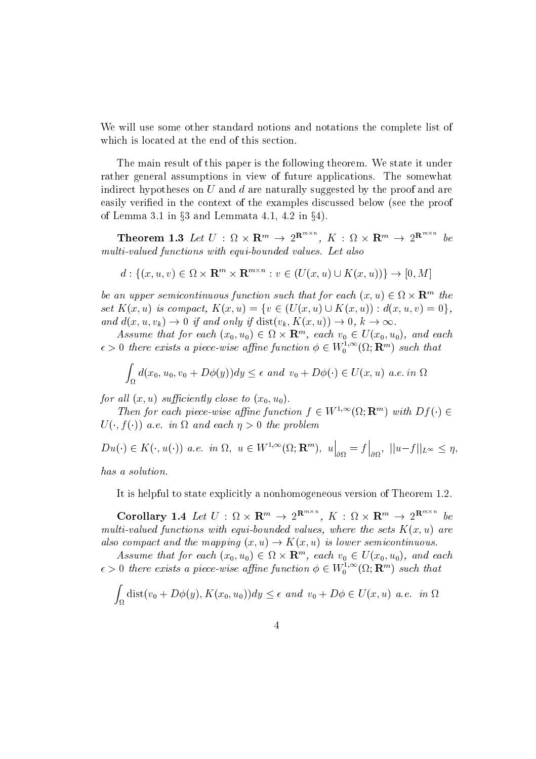We will use some other standard notions and notations the complete list of which is located at the end of this section.

The main result of this paper is the following theorem. We state it under rather general assumptions in view of future applications. The somewhat indirect hypotheses on $U$ and $d$ are naturally suggested by the proof and are easily verified in the context of the examples discussed below (see the proof of Lemma 3.1 in §3 and Lemmata 4.1, 4.2 in §4).

**Theorem 1.3** *Let $U : \Omega \times \mathbf{R}^m \to 2^{\mathbf{R}^{m\times n}}$, $K : \Omega \times \mathbf{R}^m \to 2^{\mathbf{R}^{m\times n}}$ be multi-valued functions with equi-bounded values. Let also*

$$d : \{(x, u, v) \in \Omega \times \mathbf{R}^m \times \mathbf{R}^{m\times n} : v \in (U(x, u) \cup K(x, u))\} \to [0, M]$$

*be an upper semicontinuous function such that for each $(x, u) \in \Omega \times \mathbf{R}^m$ the set $K(x, u)$ is compact, $K(x, u) = \{v \in (U(x, u) \cup K(x, u)) : d(x, u, v) = 0\}$, and $d(x, u, v_k) \to 0$ if and only if $\operatorname{dist}(v_k, K(x, u)) \to 0$, $k \to \infty$.*

*Assume that for each $(x_0, u_0) \in \Omega \times \mathbf{R}^m$, each $v_0 \in U(x_0, u_0)$, and each $\epsilon > 0$ there exists a piece-wise affine function $\phi \in W_0^{1,\infty}(\Omega; \mathbf{R}^m)$ such that*

$$\int_\Omega d(x_0, u_0, v_0 + D\phi(y))dy \le \epsilon \text{ and } v_0 + D\phi(\cdot) \in U(x, u) \text{ a.e. in } \Omega$$

*for all $(x, u)$ sufficiently close to $(x_0, u_0)$.*

*Then for each piece-wise affine function $f \in W^{1,\infty}(\Omega; \mathbf{R}^m)$ with $Df(\cdot) \in U(\cdot, f(\cdot))$ a.e. in $\Omega$ and each $\eta > 0$ the problem*

$$Du(\cdot) \in K(\cdot, u(\cdot)) \text{ a.e. in } \Omega, \; u \in W^{1,\infty}(\Omega; \mathbf{R}^m), \; u\Big|_{\partial\Omega} = f\Big|_{\partial\Omega}, \; ||u - f||_{L^\infty} \le \eta,$$

*has a solution.*

It is helpful to state explicitly a nonhomogeneous version of Theorem 1.2.

**Corollary 1.4** *Let $U : \Omega \times \mathbf{R}^m \to 2^{\mathbf{R}^{m\times n}}$, $K : \Omega \times \mathbf{R}^m \to 2^{\mathbf{R}^{m\times n}}$ be multi-valued functions with equi-bounded values, where the sets $K(x, u)$ are also compact and the mapping $(x, u) \to K(x, u)$ is lower semicontinuous.*

*Assume that for each $(x_0, u_0) \in \Omega \times \mathbf{R}^m$, each $v_0 \in U(x_0, u_0)$, and each $\epsilon > 0$ there exists a piece-wise affine function $\phi \in W_0^{1,\infty}(\Omega; \mathbf{R}^m)$ such that*

$$\int_\Omega \operatorname{dist}(v_0 + D\phi(y), K(x_0, u_0))dy \le \epsilon \text{ and } v_0 + D\phi \in U(x, u) \text{ a.e. in } \Omega$$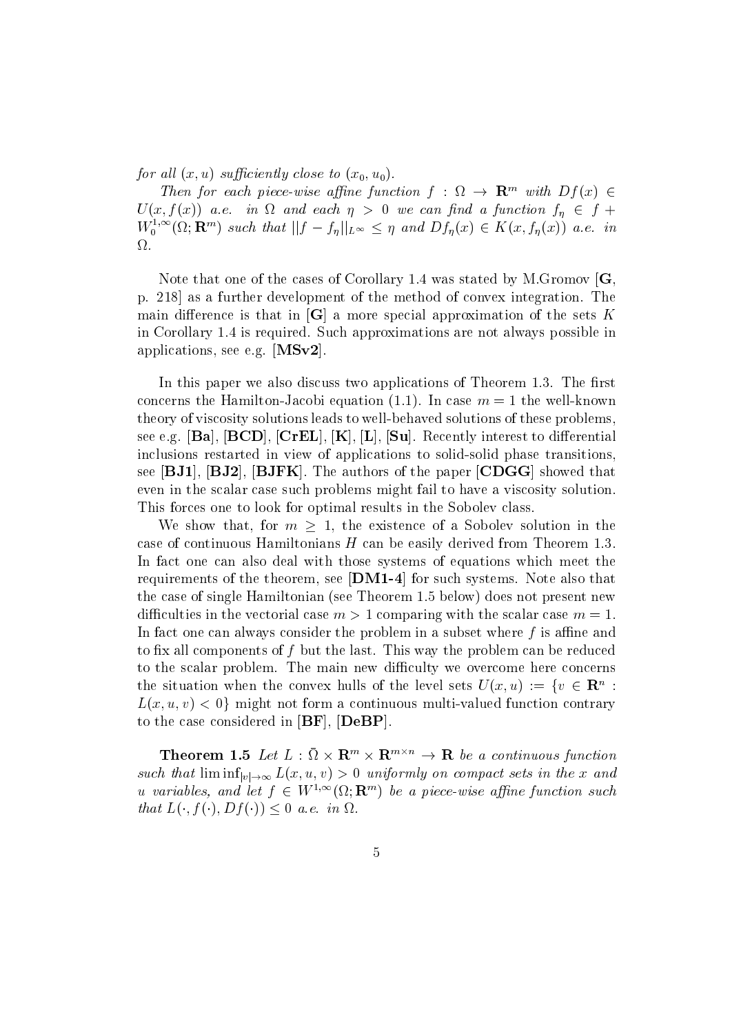*for all $(x, u)$ sufficiently close to $(x_0, u_0)$.*

*Then for each piece-wise affine function $f : \Omega \to \mathbf{R}^m$ with $Df(x) \in U(x, f(x))$ a.e. in $\Omega$ and each $\eta > 0$ we can find a function $f_\eta \in f + W_0^{1,\infty}(\Omega; \mathbf{R}^m)$ such that $||f - f_\eta||_{L^\infty} \le \eta$ and $Df_\eta(x) \in K(x, f_\eta(x))$ a.e. in $\Omega$.*

Note that one of the cases of Corollary 1.4 was stated by M.Gromov [**G**, p. 218] as a further development of the method of convex integration. The main difference is that in [**G**] a more special approximation of the sets $K$ in Corollary 1.4 is required. Such approximations are not always possible in applications, see e.g. [**MSv2**].

In this paper we also discuss two applications of Theorem 1.3. The first concerns the Hamilton-Jacobi equation (1.1). In case $m = 1$ the well-known theory of viscosity solutions leads to well-behaved solutions of these problems, see e.g. [**Ba**], [**BCD**], [**CrEL**], [**K**], [**L**], [**Su**]. Recently interest to differential inclusions restarted in view of applications to solid-solid phase transitions, see [**BJ1**], [**BJ2**], [**BJFK**]. The authors of the paper [**CDGG**] showed that even in the scalar case such problems might fail to have a viscosity solution. This forces one to look for optimal results in the Sobolev class.

We show that, for $m \ge 1$, the existence of a Sobolev solution in the case of continuous Hamiltonians $H$ can be easily derived from Theorem 1.3. In fact one can also deal with those systems of equations which meet the requirements of the theorem, see [**DM1-4**] for such systems. Note also that the case of single Hamiltonian (see Theorem 1.5 below) does not present new difficulties in the vectorial case $m > 1$ comparing with the scalar case $m = 1$. In fact one can always consider the problem in a subset where $f$ is affine and to fix all components of $f$ but the last. This way the problem can be reduced to the scalar problem. The main new difficulty we overcome here concerns the situation when the convex hulls of the level sets $U(x, u) := \{v \in \mathbf{R}^n : L(x, u, v) < 0\}$ might not form a continuous multi-valued function contrary to the case considered in [**BF**], [**DeBP**].

**Theorem 1.5** *Let $L : \bar{\Omega} \times \mathbf{R}^m \times \mathbf{R}^{m \times n} \to \mathbf{R}$ be a continuous function such that $\liminf_{|v| \to \infty} L(x, u, v) > 0$ uniformly on compact sets in the $x$ and $u$ variables, and let $f \in W^{1,\infty}(\Omega; \mathbf{R}^m)$ be a piece-wise affine function such that $L(\cdot, f(\cdot), Df(\cdot)) \le 0$ a.e. in $\Omega$.*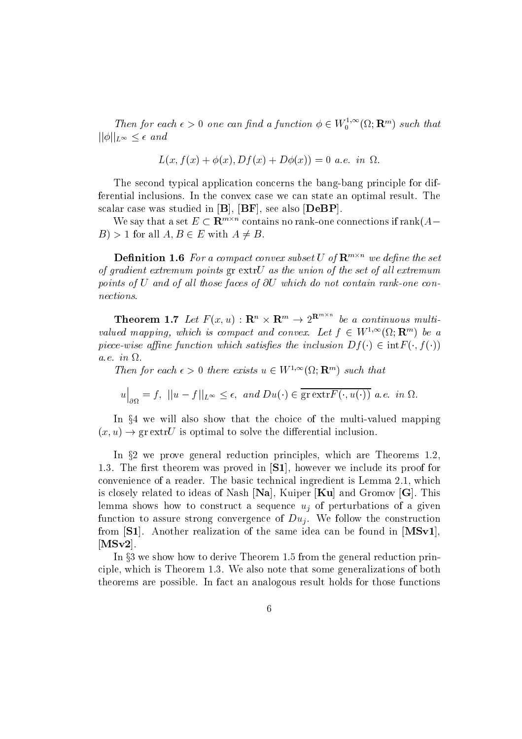*Then for each $\epsilon > 0$ one can find a function $\phi \in W_0^{1,\infty}(\Omega; \mathbf{R}^m)$ such that $||\phi||_{L^\infty} \leq \epsilon$ and*

$$L(x, f(x) + \phi(x), Df(x) + D\phi(x)) = 0 \text{ a.e. in } \Omega.$$

The second typical application concerns the bang-bang principle for differential inclusions. In the convex case we can state an optimal result. The scalar case was studied in [**B**], [**BF**], see also [**DeBP**].

We say that a set $E \subset \mathbf{R}^{m \times n}$ contains no rank-one connections if $\text{rank}(A - B) > 1$ for all $A, B \in E$ with $A \neq B$.

**Definition 1.6** *For a compact convex subset $U$ of $\mathbf{R}^{m\times n}$ we define the set of gradient extremum points $\text{gr extr}U$ as the union of the set of all extremum points of $U$ and of all those faces of $\partial U$ which do not contain rank-one connections.*

**Theorem 1.7** *Let $F(x, u) : \mathbf{R}^n \times \mathbf{R}^m \to 2^{\mathbf{R}^{m\times n}}$ be a continuous multi-valued mapping, which is compact and convex. Let $f \in W^{1,\infty}(\Omega; \mathbf{R}^m)$ be a piece-wise affine function which satisfies the inclusion $Df(\cdot) \in \text{int}F(\cdot, f(\cdot))$ a.e. in $\Omega$.*

*Then for each $\epsilon > 0$ there exists $u \in W^{1,\infty}(\Omega; \mathbf{R}^m)$ such that*

$$u\Big|_{\partial\Omega} = f, \ ||u - f||_{L^\infty} \leq \epsilon, \text{ and } Du(\cdot) \in \overline{\text{gr extr}F(\cdot, u(\cdot))} \text{ a.e. in } \Omega.$$

In §4 we will also show that the choice of the multi-valued mapping $(x, u) \to \text{gr extr}U$ is optimal to solve the differential inclusion.

In §2 we prove general reduction principles, which are Theorems 1.2, 1.3. The first theorem was proved in [**S1**], however we include its proof for convenience of a reader. The basic technical ingredient is Lemma 2.1, which is closely related to ideas of Nash [**Na**], Kuiper [**Ku**] and Gromov [**G**]. This lemma shows how to construct a sequence $u_j$ of perturbations of a given function to assure strong convergence of $Du_j$. We follow the construction from [**S1**]. Another realization of the same idea can be found in [**MSv1**], [**MSv2**].

In §3 we show how to derive Theorem 1.5 from the general reduction principle, which is Theorem 1.3. We also note that some generalizations of both theorems are possible. In fact an analogous result holds for those functions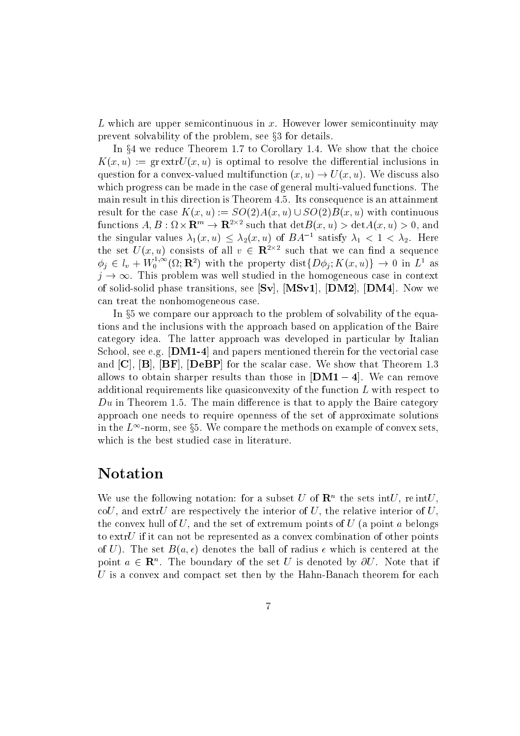$L$ which are upper semicontinuous in $x$. However lower semicontinuity may prevent solvability of the problem, see §3 for details.

In §4 we reduce Theorem 1.7 to Corollary 1.4. We show that the choice $K(x,u) := \text{gr extr} U(x,u)$ is optimal to resolve the differential inclusions in question for a convex-valued multifunction $(x,u) \to U(x,u)$. We discuss also which progress can be made in the case of general multi-valued functions. The main result in this direction is Theorem 4.5. Its consequence is an attainment result for the case $K(x,u) := SO(2)A(x,u) \cup SO(2)B(x,u)$ with continuous functions $A, B : \Omega \times \mathbf{R}^m \to \mathbf{R}^{2\times 2}$ such that $\det B(x,u) > \det A(x,u) > 0$, and the singular values $\lambda_1(x,u) \leq \lambda_2(x,u)$ of $BA^{-1}$ satisfy $\lambda_1 < 1 < \lambda_2$. Here the set $U(x,u)$ consists of all $v \in \mathbf{R}^{2\times 2}$ such that we can find a sequence $\phi_j \in l_v + W_0^{1,\infty}(\Omega;\mathbf{R}^2)$ with the property $\text{dist}\{D\phi_j; K(x,u)\} \to 0$ in $L^1$ as $j \to \infty$. This problem was well studied in the homogeneous case in context of solid-solid phase transitions, see **[Sv]**, **[MSv1]**, **[DM2]**, **[DM4]**. Now we can treat the nonhomogeneous case.

In §5 we compare our approach to the problem of solvability of the equations and the inclusions with the approach based on application of the Baire category idea. The latter approach was developed in particular by Italian School, see e.g. **[DM1-4]** and papers mentioned therein for the vectorial case and **[C]**, **[B]**, **[BF]**, **[DeBP]** for the scalar case. We show that Theorem 1.3 allows to obtain sharper results than those in **[DM1 − 4]**. We can remove additional requirements like quasiconvexity of the function $L$ with respect to $Du$ in Theorem 1.5. The main difference is that to apply the Baire category approach one needs to require openness of the set of approximate solutions in the $L^\infty$-norm, see §5. We compare the methods on example of convex sets, which is the best studied case in literature.

## Notation

We use the following notation: for a subset $U$ of $\mathbf{R}^n$ the sets $\text{int}U$, $\text{re int}U$, $\text{co}U$, and $\text{extr}U$ are respectively the interior of $U$, the relative interior of $U$, the convex hull of $U$, and the set of extremum points of $U$ (a point $a$ belongs to $\text{extr}U$ if it can not be represented as a convex combination of other points of $U$). The set $B(a,\epsilon)$ denotes the ball of radius $\epsilon$ which is centered at the point $a \in \mathbf{R}^n$. The boundary of the set $U$ is denoted by $\partial U$. Note that if $U$ is a convex and compact set then by the Hahn-Banach theorem for each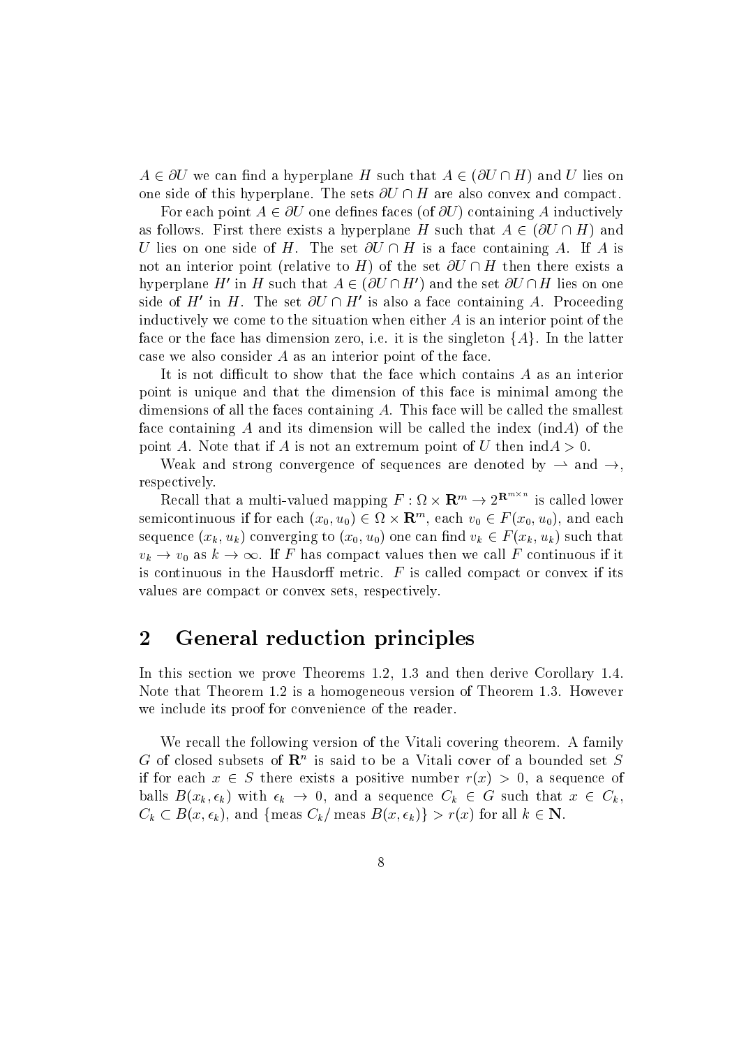$A \in \partial U$ we can find a hyperplane $H$ such that $A \in (\partial U \cap H)$ and $U$ lies on one side of this hyperplane. The sets $\partial U \cap H$ are also convex and compact.

For each point $A \in \partial U$ one defines faces (of $\partial U$) containing $A$ inductively as follows. First there exists a hyperplane $H$ such that $A \in (\partial U \cap H)$ and $U$ lies on one side of $H$. The set $\partial U \cap H$ is a face containing $A$. If $A$ is not an interior point (relative to $H$) of the set $\partial U \cap H$ then there exists a hyperplane $H'$ in $H$ such that $A \in (\partial U \cap H')$ and the set $\partial U \cap H$ lies on one side of $H'$ in $H$. The set $\partial U \cap H'$ is also a face containing $A$. Proceeding inductively we come to the situation when either $A$ is an interior point of the face or the face has dimension zero, i.e. it is the singleton $\{A\}$. In the latter case we also consider $A$ as an interior point of the face.

It is not difficult to show that the face which contains $A$ as an interior point is unique and that the dimension of this face is minimal among the dimensions of all the faces containing $A$. This face will be called the smallest face containing $A$ and its dimension will be called the index (ind$A$) of the point $A$. Note that if $A$ is not an extremum point of $U$ then ind$A > 0$.

Weak and strong convergence of sequences are denoted by $\rightharpoonup$ and $\to$, respectively.

Recall that a multi-valued mapping $F : \Omega \times \mathbf{R}^m \to 2^{\mathbf{R}^{m\times n}}$ is called lower semicontinuous if for each $(x_0, u_0) \in \Omega \times \mathbf{R}^m$, each $v_0 \in F(x_0, u_0)$, and each sequence $(x_k, u_k)$ converging to $(x_0, u_0)$ one can find $v_k \in F(x_k, u_k)$ such that $v_k \to v_0$ as $k \to \infty$. If $F$ has compact values then we call $F$ continuous if it is continuous in the Hausdorff metric. $F$ is called compact or convex if its values are compact or convex sets, respectively.

## 2 General reduction principles

In this section we prove Theorems 1.2, 1.3 and then derive Corollary 1.4. Note that Theorem 1.2 is a homogeneous version of Theorem 1.3. However we include its proof for convenience of the reader.

We recall the following version of the Vitali covering theorem. A family $G$ of closed subsets of $\mathbf{R}^n$ is said to be a Vitali cover of a bounded set $S$ if for each $x \in S$ there exists a positive number $r(x) > 0$, a sequence of balls $B(x_k, \epsilon_k)$ with $\epsilon_k \to 0$, and a sequence $C_k \in G$ such that $x \in C_k$, $C_k \subset B(x, \epsilon_k)$, and $\{\text{meas}\, C_k / \text{meas}\, B(x, \epsilon_k)\} > r(x)$ for all $k \in \mathbf{N}$.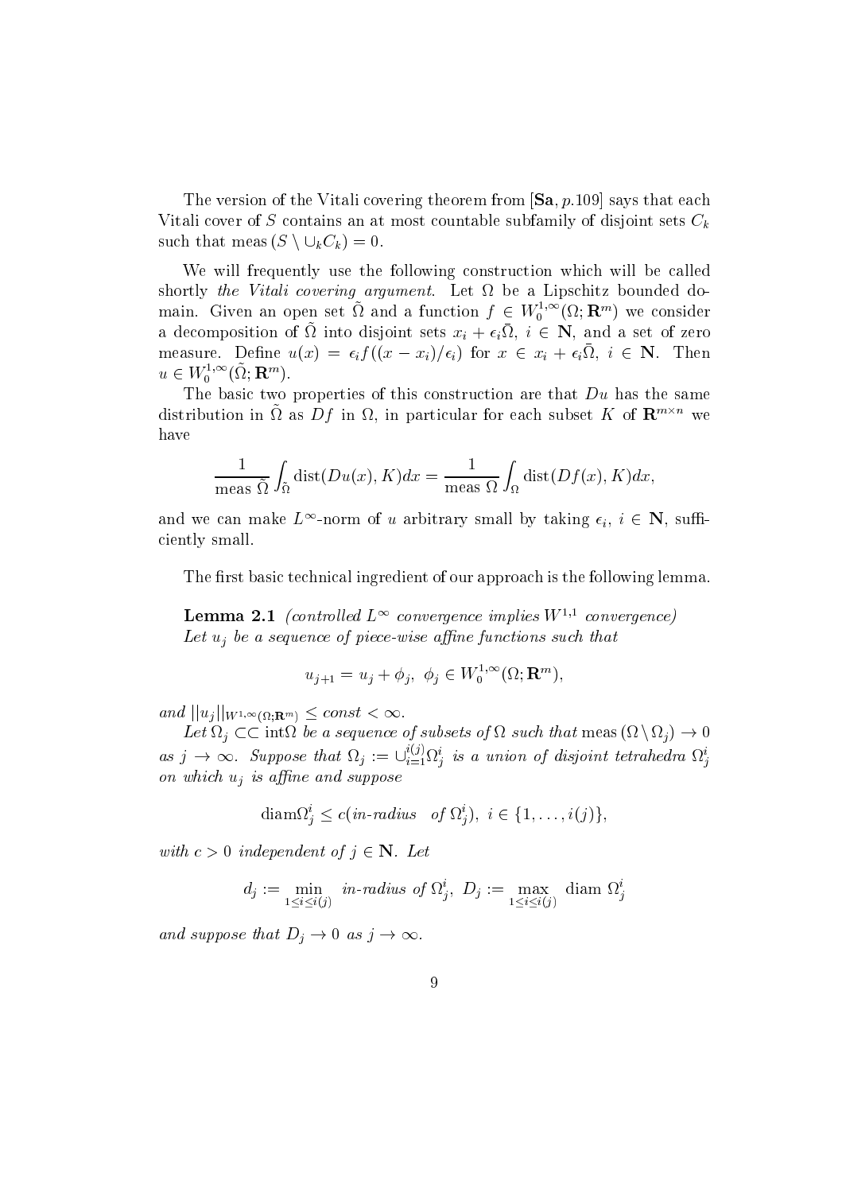The version of the Vitali covering theorem from [**Sa**, *p.*109] says that each Vitali cover of $S$ contains an at most countable subfamily of disjoint sets $C_k$ such that meas $(S \setminus \cup_k C_k) = 0$.

We will frequently use the following construction which will be called shortly *the Vitali covering argument*. Let $\Omega$ be a Lipschitz bounded domain. Given an open set $\tilde{\Omega}$ and a function $f \in W_0^{1,\infty}(\Omega; \mathbf{R}^m)$ we consider a decomposition of $\tilde{\Omega}$ into disjoint sets $x_i + \epsilon_i \bar{\Omega}$, $i \in \mathbf{N}$, and a set of zero measure. Define $u(x) = \epsilon_i f((x - x_i)/\epsilon_i)$ for $x \in x_i + \epsilon_i \bar{\Omega}$, $i \in \mathbf{N}$. Then $u \in W_0^{1,\infty}(\tilde{\Omega}; \mathbf{R}^m)$.

The basic two properties of this construction are that $Du$ has the same distribution in $\tilde{\Omega}$ as $Df$ in $\Omega$, in particular for each subset $K$ of $\mathbf{R}^{m \times n}$ we have

$$\frac{1}{\text{meas } \tilde{\Omega}} \int_{\tilde{\Omega}} \text{dist}(Du(x), K) dx = \frac{1}{\text{meas } \Omega} \int_{\Omega} \text{dist}(Df(x), K) dx,$$

and we can make $L^\infty$-norm of $u$ arbitrary small by taking $\epsilon_i$, $i \in \mathbf{N}$, sufficiently small.

The first basic technical ingredient of our approach is the following lemma.

**Lemma 2.1** *(controlled $L^\infty$ convergence implies $W^{1,1}$ convergence)* *Let $u_j$ be a sequence of piece-wise affine functions such that*

$$u_{j+1} = u_j + \phi_j, \ \phi_j \in W_0^{1,\infty}(\Omega; \mathbf{R}^m),$$

*and $||u_j||_{W^{1,\infty}(\Omega;\mathbf{R}^m)} \leq const < \infty$.*

*Let $\Omega_j \subset\subset \text{int}\Omega$ be a sequence of subsets of $\Omega$ such that* meas $(\Omega \setminus \Omega_j) \to 0$ *as $j \to \infty$. Suppose that $\Omega_j := \cup_{i=1}^{i(j)} \Omega_j^i$ is a union of disjoint tetrahedra $\Omega_j^i$ on which $u_j$ is affine and suppose*

$$\text{diam}\Omega_j^i \leq c(\textit{in-radius} \quad \textit{of } \Omega_j^i), \ i \in \{1, \ldots, i(j)\},$$

*with $c > 0$ independent of $j \in \mathbf{N}$. Let*

$$d_j := \min_{1 \leq i \leq i(j)} \ \textit{in-radius of } \Omega_j^i, \ D_j := \max_{1 \leq i \leq i(j)} \ \text{diam } \Omega_j^i$$

*and suppose that $D_j \to 0$ as $j \to \infty$.*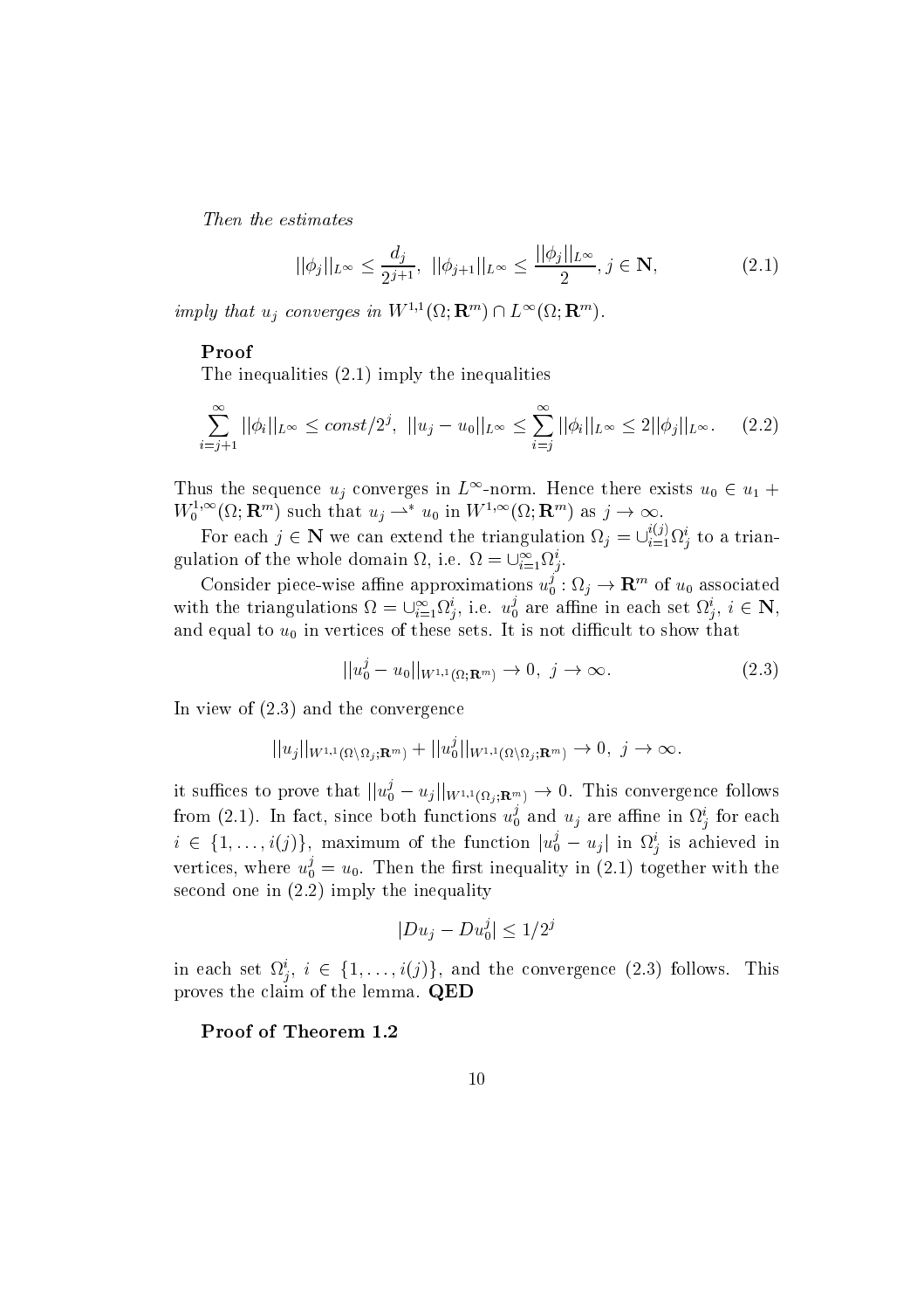*Then the estimates*

$$||\phi_j||_{L^\infty} \leq \frac{d_j}{2^{j+1}},\ ||\phi_{j+1}||_{L^\infty} \leq \frac{||\phi_j||_{L^\infty}}{2}, j \in \mathbf{N}, \tag{2.1}$$

*imply that* $u_j$ *converges in* $W^{1,1}(\Omega; \mathbf{R}^m) \cap L^\infty(\Omega; \mathbf{R}^m)$.

**Proof**

The inequalities (2.1) imply the inequalities

$$\sum_{i=j+1}^{\infty} ||\phi_i||_{L^\infty} \leq const/2^j,\ ||u_j - u_0||_{L^\infty} \leq \sum_{i=j}^{\infty} ||\phi_i||_{L^\infty} \leq 2||\phi_j||_{L^\infty}. \tag{2.2}$$

Thus the sequence $u_j$ converges in $L^\infty$-norm. Hence there exists $u_0 \in u_1 + W_0^{1,\infty}(\Omega; \mathbf{R}^m)$ such that $u_j \rightharpoonup^* u_0$ in $W^{1,\infty}(\Omega; \mathbf{R}^m)$ as $j \to \infty$.

For each $j \in \mathbf{N}$ we can extend the triangulation $\Omega_j = \cup_{i=1}^{i(j)} \Omega_j^i$ to a triangulation of the whole domain $\Omega$, i.e. $\Omega = \cup_{i=1}^{\infty} \Omega_j^i$.

Consider piece-wise affine approximations $u_0^j : \Omega_j \to \mathbf{R}^m$ of $u_0$ associated with the triangulations $\Omega = \cup_{i=1}^{\infty} \Omega_j^i$, i.e. $u_0^j$ are affine in each set $\Omega_j^i$, $i \in \mathbf{N}$, and equal to $u_0$ in vertices of these sets. It is not difficult to show that

$$||u_0^j - u_0||_{W^{1,1}(\Omega;\mathbf{R}^m)} \to 0,\ j \to \infty. \tag{2.3}$$

In view of (2.3) and the convergence

$$||u_j||_{W^{1,1}(\Omega \setminus \Omega_j;\mathbf{R}^m)} + ||u_0^j||_{W^{1,1}(\Omega \setminus \Omega_j;\mathbf{R}^m)} \to 0,\ j \to \infty.$$

it suffices to prove that $||u_0^j - u_j||_{W^{1,1}(\Omega_j;\mathbf{R}^m)} \to 0$. This convergence follows from (2.1). In fact, since both functions $u_0^j$ and $u_j$ are affine in $\Omega_j^i$ for each $i \in \{1, \ldots, i(j)\}$, maximum of the function $|u_0^j - u_j|$ in $\Omega_j^i$ is achieved in vertices, where $u_0^j = u_0$. Then the first inequality in (2.1) together with the second one in (2.2) imply the inequality

$$|Du_j - Du_0^j| \leq 1/2^j$$

in each set $\Omega_j^i$, $i \in \{1, \ldots, i(j)\}$, and the convergence (2.3) follows. This proves the claim of the lemma. **QED**

**Proof of Theorem 1.2**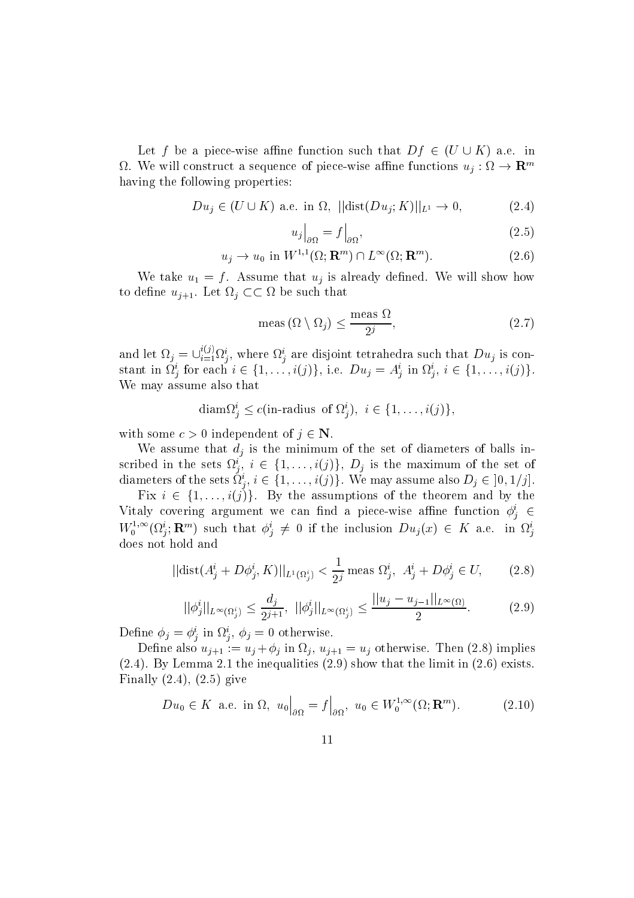Let $f$ be a piece-wise affine function such that $Df \in (U \cup K)$ a.e. in $\Omega$. We will construct a sequence of piece-wise affine functions $u_j : \Omega \to \mathbf{R}^m$ having the following properties:

$$Du_j \in (U \cup K) \text{ a.e. in } \Omega, \ ||\text{dist}(Du_j; K)||_{L^1} \to 0, \tag{2.4}$$

$$u_j\Big|_{\partial\Omega} = f\Big|_{\partial\Omega}, \tag{2.5}$$

$$u_j \to u_0 \text{ in } W^{1,1}(\Omega; \mathbf{R}^m) \cap L^\infty(\Omega; \mathbf{R}^m). \tag{2.6}$$

We take $u_1 = f$. Assume that $u_j$ is already defined. We will show how to define $u_{j+1}$. Let $\Omega_j \subset\subset \Omega$ be such that

$$\text{meas}\,(\Omega \setminus \Omega_j) \leq \frac{\text{meas}\ \Omega}{2^j}, \tag{2.7}$$

and let $\Omega_j = \cup_{i=1}^{i(j)} \Omega_j^i$, where $\Omega_j^i$ are disjoint tetrahedra such that $Du_j$ is constant in $\Omega_j^i$ for each $i \in \{1, \ldots, i(j)\}$, i.e. $Du_j = A_j^i$ in $\Omega_j^i$, $i \in \{1, \ldots, i(j)\}$. We may assume also that

$$\text{diam}\Omega_j^i \leq c(\text{in-radius of } \Omega_j^i), \ i \in \{1, \ldots, i(j)\},$$

with some $c > 0$ independent of $j \in \mathbf{N}$.

We assume that $d_j$ is the minimum of the set of diameters of balls inscribed in the sets $\Omega_j^i$, $i \in \{1, \ldots, i(j)\}$, $D_j$ is the maximum of the set of diameters of the sets $\Omega_j^i$, $i \in \{1, \ldots, i(j)\}$. We may assume also $D_j \in ]0, 1/j]$.

Fix $i \in \{1, \ldots, i(j)\}$. By the assumptions of the theorem and by the Vitaly covering argument we can find a piece-wise affine function $\phi_j^i \in W_0^{1,\infty}(\Omega_j^i; \mathbf{R}^m)$ such that $\phi_j^i \neq 0$ if the inclusion $Du_j(x) \in K$ a.e. in $\Omega_j^i$ does not hold and

$$||\text{dist}(A_j^i + D\phi_j^i, K)||_{L^1(\Omega_j^i)} < \frac{1}{2^j}\,\text{meas}\ \Omega_j^i, \ A_j^i + D\phi_j^i \in U, \tag{2.8}$$

$$||\phi_j^i||_{L^\infty(\Omega_j^i)} \leq \frac{d_j}{2^{j+1}}, \ ||\phi_j^i||_{L^\infty(\Omega_j^i)} \leq \frac{||u_j - u_{j-1}||_{L^\infty(\Omega)}}{2}. \tag{2.9}$$

Define $\phi_j = \phi_j^i$ in $\Omega_j^i$, $\phi_j = 0$ otherwise.

Define also $u_{j+1} := u_j + \phi_j$ in $\Omega_j$, $u_{j+1} = u_j$ otherwise. Then (2.8) implies (2.4). By Lemma 2.1 the inequalities (2.9) show that the limit in (2.6) exists. Finally (2.4), (2.5) give

$$Du_0 \in K \text{ a.e. in } \Omega, \ u_0\Big|_{\partial\Omega} = f\Big|_{\partial\Omega}, \ u_0 \in W_0^{1,\infty}(\Omega; \mathbf{R}^m). \tag{2.10}$$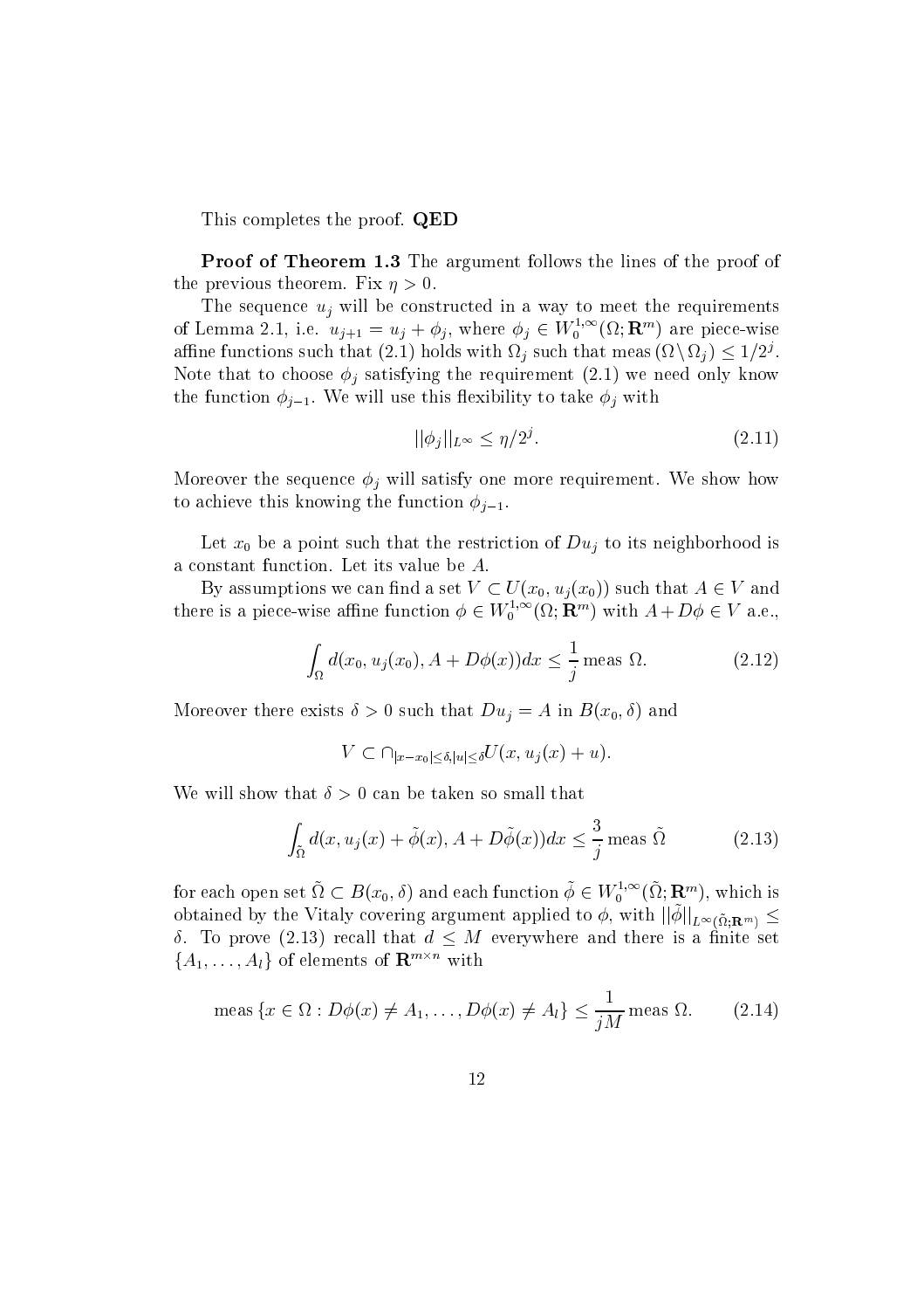This completes the proof. **QED**

**Proof of Theorem 1.3** The argument follows the lines of the proof of the previous theorem. Fix $\eta > 0$.

The sequence $u_j$ will be constructed in a way to meet the requirements of Lemma 2.1, i.e. $u_{j+1} = u_j + \phi_j$, where $\phi_j \in W_0^{1,\infty}(\Omega; \mathbf{R}^m)$ are piece-wise affine functions such that (2.1) holds with $\Omega_j$ such that meas $(\Omega \setminus \Omega_j) \leq 1/2^j$. Note that to choose $\phi_j$ satisfying the requirement (2.1) we need only know the function $\phi_{j-1}$. We will use this flexibility to take $\phi_j$ with

$$||\phi_j||_{L^\infty} \leq \eta/2^j. \tag{2.11}$$

Moreover the sequence $\phi_j$ will satisfy one more requirement. We show how to achieve this knowing the function $\phi_{j-1}$.

Let $x_0$ be a point such that the restriction of $Du_j$ to its neighborhood is a constant function. Let its value be $A$.

By assumptions we can find a set $V \subset U(x_0, u_j(x_0))$ such that $A \in V$ and there is a piece-wise affine function $\phi \in W_0^{1,\infty}(\Omega; \mathbf{R}^m)$ with $A + D\phi \in V$ a.e.,

$$\int_\Omega d(x_0, u_j(x_0), A + D\phi(x))dx \leq \frac{1}{j} \text{ meas } \Omega. \tag{2.12}$$

Moreover there exists $\delta > 0$ such that $Du_j = A$ in $B(x_0, \delta)$ and

$$V \subset \cap_{|x-x_0| \leq \delta, |u| \leq \delta} U(x, u_j(x) + u).$$

We will show that $\delta > 0$ can be taken so small that

$$\int_{\tilde{\Omega}} d(x, u_j(x) + \tilde{\phi}(x), A + D\tilde{\phi}(x))dx \leq \frac{3}{j} \text{ meas } \tilde{\Omega} \tag{2.13}$$

for each open set $\tilde{\Omega} \subset B(x_0, \delta)$ and each function $\tilde{\phi} \in W_0^{1,\infty}(\tilde{\Omega}; \mathbf{R}^m)$, which is obtained by the Vitaly covering argument applied to $\phi$, with $||\tilde{\phi}||_{L^\infty(\tilde{\Omega}; \mathbf{R}^m)} \leq \delta$. To prove (2.13) recall that $d \leq M$ everywhere and there is a finite set $\{A_1, \ldots, A_l\}$ of elements of $\mathbf{R}^{m \times n}$ with

$$\text{meas } \{x \in \Omega : D\phi(x) \neq A_1, \ldots, D\phi(x) \neq A_l\} \leq \frac{1}{jM} \text{ meas } \Omega. \tag{2.14}$$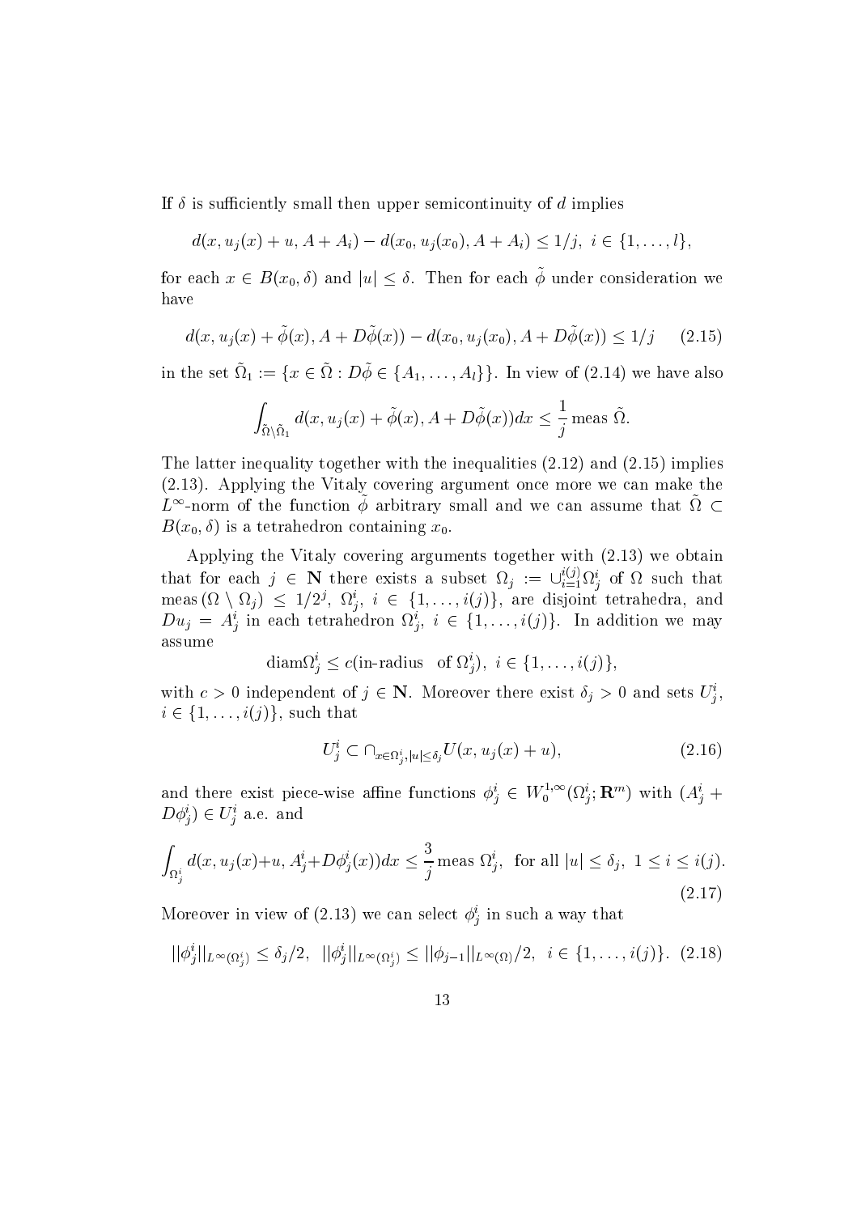If $\delta$ is sufficiently small then upper semicontinuity of $d$ implies

$$d(x, u_j(x) + u, A + A_i) - d(x_0, u_j(x_0), A + A_i) \leq 1/j, \ i \in \{1, \dots, l\},$$

for each $x \in B(x_0, \delta)$ and $|u| \leq \delta$. Then for each $\tilde{\phi}$ under consideration we have

$$d(x, u_j(x) + \tilde{\phi}(x), A + D\tilde{\phi}(x)) - d(x_0, u_j(x_0), A + D\tilde{\phi}(x)) \leq 1/j \qquad (2.15)$$

in the set $\tilde{\Omega}_1 := \{x \in \tilde{\Omega} : D\tilde{\phi} \in \{A_1, \dots, A_l\}\}$. In view of (2.14) we have also

$$\int_{\tilde{\Omega} \setminus \tilde{\Omega}_1} d(x, u_j(x) + \tilde{\phi}(x), A + D\tilde{\phi}(x))dx \leq \frac{1}{j} \text{meas } \tilde{\Omega}.$$

The latter inequality together with the inequalities (2.12) and (2.15) implies (2.13). Applying the Vitaly covering argument once more we can make the $L^\infty$-norm of the function $\tilde{\phi}$ arbitrary small and we can assume that $\tilde{\Omega} \subset B(x_0, \delta)$ is a tetrahedron containing $x_0$.

Applying the Vitaly covering arguments together with (2.13) we obtain that for each $j \in \mathbf{N}$ there exists a subset $\Omega_j := \cup_{i=1}^{i(j)} \Omega_j^i$ of $\Omega$ such that $\text{meas}\,(\Omega \setminus \Omega_j) \leq 1/2^j$, $\Omega_j^i$, $i \in \{1, \dots, i(j)\}$, are disjoint tetrahedra, and $Du_j = A_j^i$ in each tetrahedron $\Omega_j^i$, $i \in \{1, \dots, i(j)\}$. In addition we may assume

$$\text{diam}\Omega_j^i \leq c(\text{in-radius of } \Omega_j^i), \ i \in \{1, \dots, i(j)\},$$

with $c > 0$ independent of $j \in \mathbf{N}$. Moreover there exist $\delta_j > 0$ and sets $U_j^i$, $i \in \{1, \dots, i(j)\}$, such that

$$U_j^i \subset \cap_{x \in \Omega_j^i, |u| \leq \delta_j} U(x, u_j(x) + u), \qquad (2.16)$$

and there exist piece-wise affine functions $\phi_j^i \in W_0^{1,\infty}(\Omega_j^i; \mathbf{R}^m)$ with $(A_j^i + D\phi_j^i) \in U_j^i$ a.e. and

$$\int_{\Omega_j^i} d(x, u_j(x) + u, A_j^i + D\phi_j^i(x))dx \leq \frac{3}{j} \text{meas } \Omega_j^i, \ \text{ for all } |u| \leq \delta_j, \ 1 \leq i \leq i(j). \qquad (2.17)$$

Moreover in view of (2.13) we can select $\phi_j^i$ in such a way that

$$||\phi_j^i||_{L^\infty(\Omega_j^i)} \leq \delta_j/2, \ \ ||\phi_j^i||_{L^\infty(\Omega_j^i)} \leq ||\phi_{j-1}||_{L^\infty(\Omega)}/2, \ \ i \in \{1, \dots, i(j)\}. \ (2.18)$$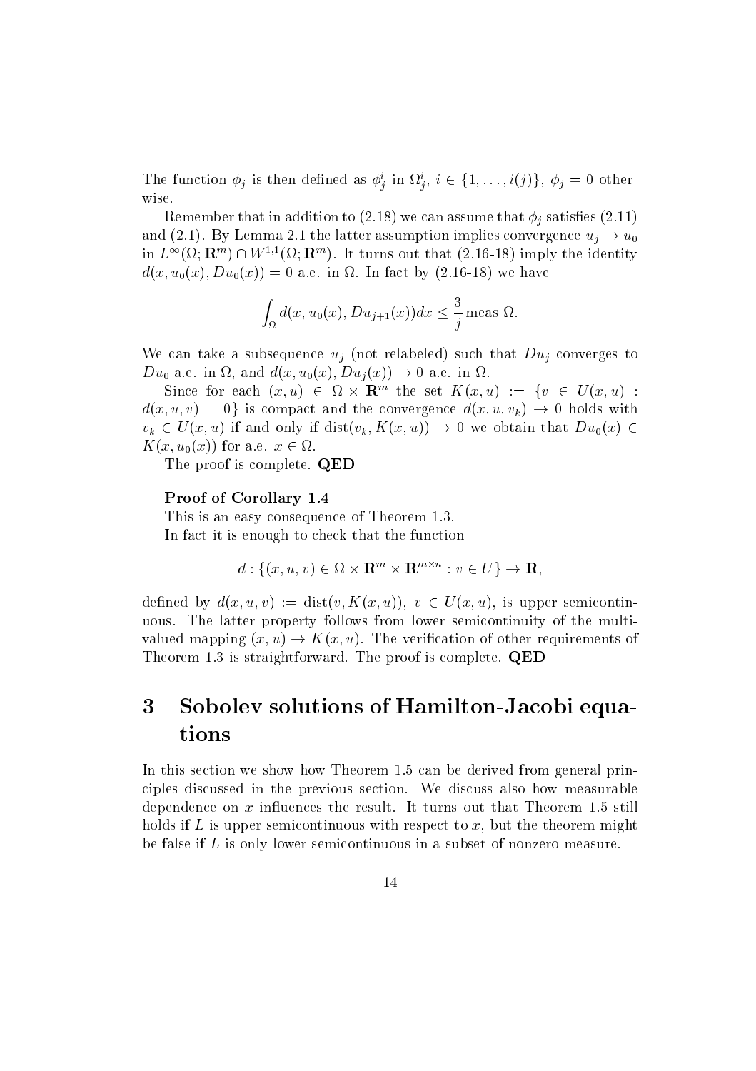The function $\phi_j$ is then defined as $\phi_j^i$ in $\Omega_j^i$, $i \in \{1, \ldots, i(j)\}$, $\phi_j = 0$ otherwise.

Remember that in addition to (2.18) we can assume that $\phi_j$ satisfies (2.11) and (2.1). By Lemma 2.1 the latter assumption implies convergence $u_j \to u_0$ in $L^\infty(\Omega; \mathbf{R}^m) \cap W^{1,1}(\Omega; \mathbf{R}^m)$. It turns out that (2.16-18) imply the identity $d(x, u_0(x), Du_0(x)) = 0$ a.e. in $\Omega$. In fact by (2.16-18) we have

$$\int_\Omega d(x, u_0(x), Du_{j+1}(x))dx \leq \frac{3}{j} \operatorname{meas} \Omega.$$

We can take a subsequence $u_j$ (not relabeled) such that $Du_j$ converges to $Du_0$ a.e. in $\Omega$, and $d(x, u_0(x), Du_j(x)) \to 0$ a.e. in $\Omega$.

Since for each $(x, u) \in \Omega \times \mathbf{R}^m$ the set $K(x, u) := \{v \in U(x, u) : d(x, u, v) = 0\}$ is compact and the convergence $d(x, u, v_k) \to 0$ holds with $v_k \in U(x, u)$ if and only if $\operatorname{dist}(v_k, K(x, u)) \to 0$ we obtain that $Du_0(x) \in K(x, u_0(x))$ for a.e. $x \in \Omega$.

The proof is complete. **QED**

**Proof of Corollary 1.4**

This is an easy consequence of Theorem 1.3.

In fact it is enough to check that the function

$$d : \{(x, u, v) \in \Omega \times \mathbf{R}^m \times \mathbf{R}^{m \times n} : v \in U\} \to \mathbf{R},$$

defined by $d(x, u, v) := \operatorname{dist}(v, K(x, u))$, $v \in U(x, u)$, is upper semicontinuous. The latter property follows from lower semicontinuity of the multi-valued mapping $(x, u) \to K(x, u)$. The verification of other requirements of Theorem 1.3 is straightforward. The proof is complete. **QED**

# 3 Sobolev solutions of Hamilton-Jacobi equations

In this section we show how Theorem 1.5 can be derived from general principles discussed in the previous section. We discuss also how measurable dependence on $x$ influences the result. It turns out that Theorem 1.5 still holds if $L$ is upper semicontinuous with respect to $x$, but the theorem might be false if $L$ is only lower semicontinuous in a subset of nonzero measure.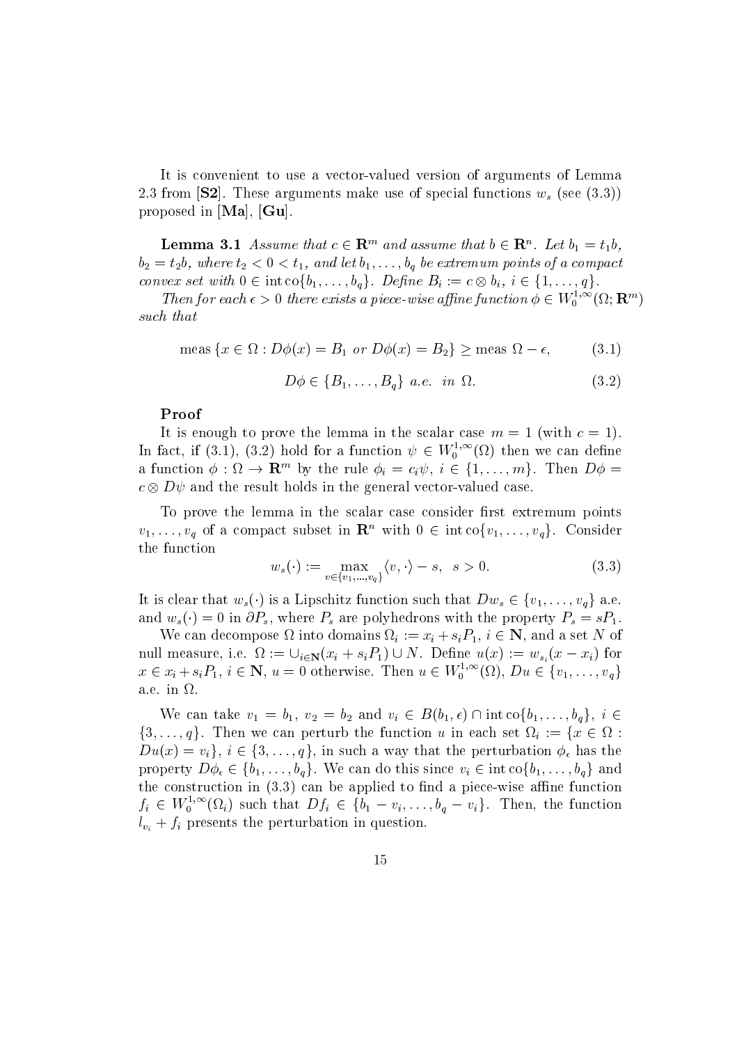It is convenient to use a vector-valued version of arguments of Lemma 2.3 from [**S2**]. These arguments make use of special functions $w_s$ (see (3.3)) proposed in [**Ma**], [**Gu**].

**Lemma 3.1** *Assume that $c \in \mathbf{R}^m$ and assume that $b \in \mathbf{R}^n$. Let $b_1 = t_1 b$, $b_2 = t_2 b$, where $t_2 < 0 < t_1$, and let $b_1, \dots, b_q$ be extremum points of a compact convex set with $0 \in \operatorname{int} \operatorname{co}\{b_1, \dots, b_q\}$. Define $B_i := c \otimes b_i$, $i \in \{1, \dots, q\}$.*

*Then for each $\epsilon > 0$ there exists a piece-wise affine function $\phi \in W_0^{1,\infty}(\Omega; \mathbf{R}^m)$ such that*

$$\operatorname{meas}\{x \in \Omega : D\phi(x) = B_1 \textit{ or } D\phi(x) = B_2\} \geq \operatorname{meas}\Omega - \epsilon, \tag{3.1}$$

$$D\phi \in \{B_1, \dots, B_q\} \textit{ a.e. in } \Omega. \tag{3.2}$$

**Proof**

It is enough to prove the lemma in the scalar case $m = 1$ (with $c = 1$). In fact, if (3.1), (3.2) hold for a function $\psi \in W_0^{1,\infty}(\Omega)$ then we can define a function $\phi : \Omega \to \mathbf{R}^m$ by the rule $\phi_i = c_i \psi$, $i \in \{1, \dots, m\}$. Then $D\phi = c \otimes D\psi$ and the result holds in the general vector-valued case.

To prove the lemma in the scalar case consider first extremum points $v_1, \dots, v_q$ of a compact subset in $\mathbf{R}^n$ with $0 \in \operatorname{int}\operatorname{co}\{v_1, \dots, v_q\}$. Consider the function

$$w_s(\cdot) := \max_{v \in \{v_1, \dots, v_q\}} \langle v, \cdot \rangle - s, \quad s > 0. \tag{3.3}$$

It is clear that $w_s(\cdot)$ is a Lipschitz function such that $Dw_s \in \{v_1, \dots, v_q\}$ a.e. and $w_s(\cdot) = 0$ in $\partial P_s$, where $P_s$ are polyhedrons with the property $P_s = sP_1$.

We can decompose $\Omega$ into domains $\Omega_i := x_i + s_i P_1$, $i \in \mathbf{N}$, and a set $N$ of null measure, i.e. $\Omega := \cup_{i \in \mathbf{N}} (x_i + s_i P_1) \cup N$. Define $u(x) := w_{s_i}(x - x_i)$ for $x \in x_i + s_i P_1$, $i \in \mathbf{N}$, $u = 0$ otherwise. Then $u \in W_0^{1,\infty}(\Omega)$, $Du \in \{v_1, \dots, v_q\}$ a.e. in $\Omega$.

We can take $v_1 = b_1$, $v_2 = b_2$ and $v_i \in B(b_1, \epsilon) \cap \operatorname{int}\operatorname{co}\{b_1, \dots, b_q\}$, $i \in \{3, \dots, q\}$. Then we can perturb the function $u$ in each set $\Omega_i := \{x \in \Omega : Du(x) = v_i\}$, $i \in \{3, \dots, q\}$, in such a way that the perturbation $\phi_\epsilon$ has the property $D\phi_\epsilon \in \{b_1, \dots, b_q\}$. We can do this since $v_i \in \operatorname{int}\operatorname{co}\{b_1, \dots, b_q\}$ and the construction in (3.3) can be applied to find a piece-wise affine function $f_i \in W_0^{1,\infty}(\Omega_i)$ such that $Df_i \in \{b_1 - v_i, \dots, b_q - v_i\}$. Then, the function $l_{v_i} + f_i$ presents the perturbation in question.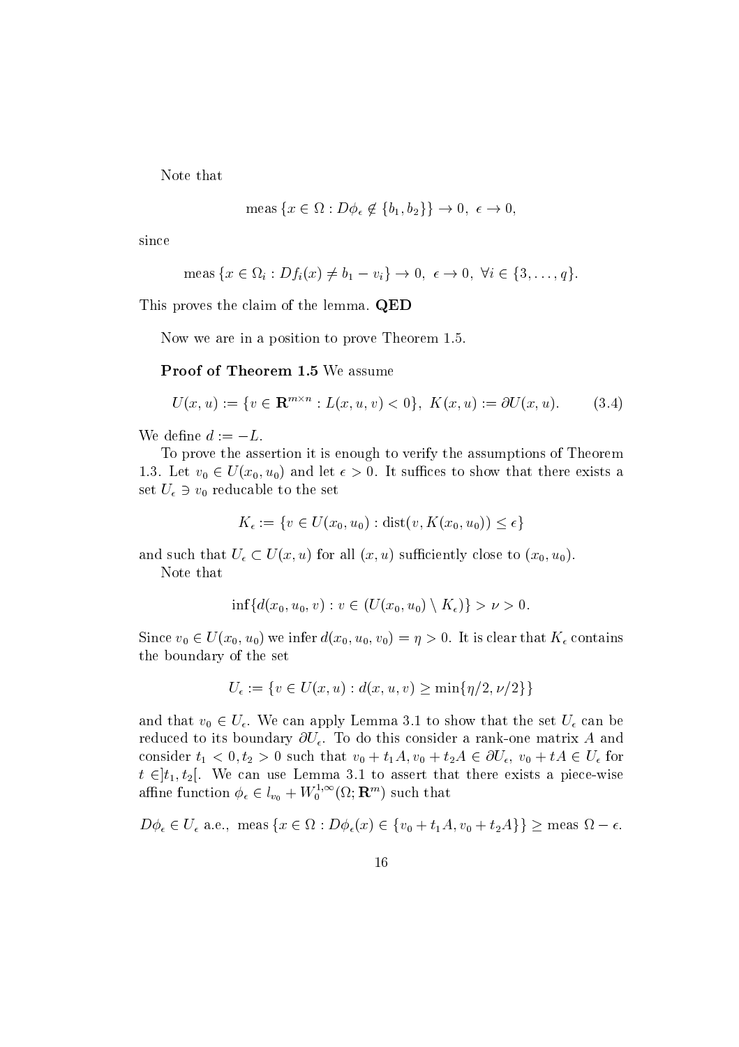Note that

$$\text{meas}\,\{x \in \Omega : D\phi_\epsilon \notin \{b_1, b_2\}\} \to 0,\ \epsilon \to 0,$$

since

$$\text{meas}\,\{x \in \Omega_i : Df_i(x) \neq b_1 - v_i\} \to 0,\ \epsilon \to 0,\ \forall i \in \{3, \ldots, q\}.$$

This proves the claim of the lemma. **QED**

Now we are in a position to prove Theorem 1.5.

**Proof of Theorem 1.5** We assume

$$U(x,u) := \{v \in \mathbf{R}^{m\times n} : L(x,u,v) < 0\},\ K(x,u) := \partial U(x,u). \tag{3.4}$$

We define $d := -L$.

To prove the assertion it is enough to verify the assumptions of Theorem 1.3. Let $v_0 \in U(x_0, u_0)$ and let $\epsilon > 0$. It suffices to show that there exists a set $U_\epsilon \ni v_0$ reducable to the set

$$K_\epsilon := \{v \in U(x_0, u_0) : \text{dist}(v, K(x_0, u_0)) \leq \epsilon\}$$

and such that $U_\epsilon \subset U(x,u)$ for all $(x,u)$ sufficiently close to $(x_0, u_0)$.

Note that

$$\inf\{d(x_0, u_0, v) : v \in (U(x_0, u_0) \setminus K_\epsilon)\} > \nu > 0.$$

Since $v_0 \in U(x_0, u_0)$ we infer $d(x_0, u_0, v_0) = \eta > 0$. It is clear that $K_\epsilon$ contains the boundary of the set

$$U_\epsilon := \{v \in U(x,u) : d(x,u,v) \geq \min\{\eta/2, \nu/2\}\}$$

and that $v_0 \in U_\epsilon$. We can apply Lemma 3.1 to show that the set $U_\epsilon$ can be reduced to its boundary $\partial U_\epsilon$. To do this consider a rank-one matrix $A$ and consider $t_1 < 0, t_2 > 0$ such that $v_0 + t_1 A, v_0 + t_2 A \in \partial U_\epsilon$, $v_0 + tA \in U_\epsilon$ for $t \in ]t_1, t_2[$. We can use Lemma 3.1 to assert that there exists a piece-wise affine function $\phi_\epsilon \in l_{v_0} + W_0^{1,\infty}(\Omega; \mathbf{R}^m)$ such that

$$D\phi_\epsilon \in U_\epsilon \text{ a.e.},\ \text{meas}\,\{x \in \Omega : D\phi_\epsilon(x) \in \{v_0 + t_1 A, v_0 + t_2 A\}\} \geq \text{meas}\,\Omega - \epsilon.$$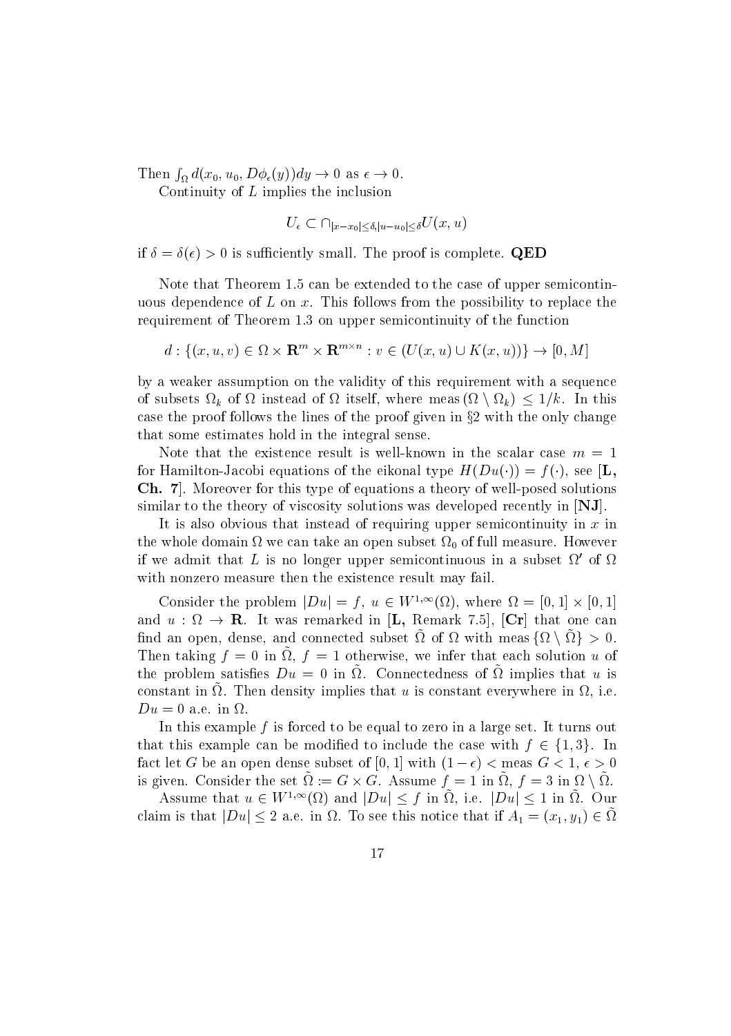Then $\int_\Omega d(x_0, u_0, D\phi_\epsilon(y))dy \to 0$ as $\epsilon \to 0$.

Continuity of $L$ implies the inclusion

$$U_\epsilon \subset \cap_{|x-x_0|\leq\delta, |u-u_0|\leq\delta} U(x,u)$$

if $\delta = \delta(\epsilon) > 0$ is sufficiently small. The proof is complete. **QED**

Note that Theorem 1.5 can be extended to the case of upper semicontinuous dependence of $L$ on $x$. This follows from the possibility to replace the requirement of Theorem 1.3 on upper semicontinuity of the function

$$d : \{(x, u, v) \in \Omega \times \mathbf{R}^m \times \mathbf{R}^{m\times n} : v \in (U(x,u) \cup K(x,u))\} \to [0, M]$$

by a weaker assumption on the validity of this requirement with a sequence of subsets $\Omega_k$ of $\Omega$ instead of $\Omega$ itself, where $\text{meas}\,(\Omega \setminus \Omega_k) \leq 1/k$. In this case the proof follows the lines of the proof given in §2 with the only change that some estimates hold in the integral sense.

Note that the existence result is well-known in the scalar case $m = 1$ for Hamilton-Jacobi equations of the eikonal type $H(Du(\cdot)) = f(\cdot)$, see [**L, Ch. 7**]. Moreover for this type of equations a theory of well-posed solutions similar to the theory of viscosity solutions was developed recently in [**NJ**].

It is also obvious that instead of requiring upper semicontinuity in $x$ in the whole domain $\Omega$ we can take an open subset $\Omega_0$ of full measure. However if we admit that $L$ is no longer upper semicontinuous in a subset $\Omega'$ of $\Omega$ with nonzero measure then the existence result may fail.

Consider the problem $|Du| = f$, $u \in W^{1,\infty}(\Omega)$, where $\Omega = [0,1] \times [0,1]$ and $u : \Omega \to \mathbf{R}$. It was remarked in [**L,** Remark 7.5], [**Cr**] that one can find an open, dense, and connected subset $\tilde{\Omega}$ of $\Omega$ with $\text{meas}\,\{\Omega \setminus \tilde{\Omega}\} > 0$. Then taking $f = 0$ in $\tilde{\Omega}$, $f = 1$ otherwise, we infer that each solution $u$ of the problem satisfies $Du = 0$ in $\tilde{\Omega}$. Connectedness of $\tilde{\Omega}$ implies that $u$ is constant in $\tilde{\Omega}$. Then density implies that $u$ is constant everywhere in $\Omega$, i.e. $Du = 0$ a.e. in $\Omega$.

In this example $f$ is forced to be equal to zero in a large set. It turns out that this example can be modified to include the case with $f \in \{1, 3\}$. In fact let $G$ be an open dense subset of $[0,1]$ with $(1-\epsilon) < \text{meas}\, G < 1$, $\epsilon > 0$ is given. Consider the set $\tilde{\Omega} := G \times G$. Assume $f = 1$ in $\tilde{\Omega}$, $f = 3$ in $\Omega \setminus \tilde{\Omega}$.

Assume that $u \in W^{1,\infty}(\Omega)$ and $|Du| \leq f$ in $\tilde{\Omega}$, i.e. $|Du| \leq 1$ in $\tilde{\Omega}$. Our claim is that $|Du| \leq 2$ a.e. in $\Omega$. To see this notice that if $A_1 = (x_1, y_1) \in \tilde{\Omega}$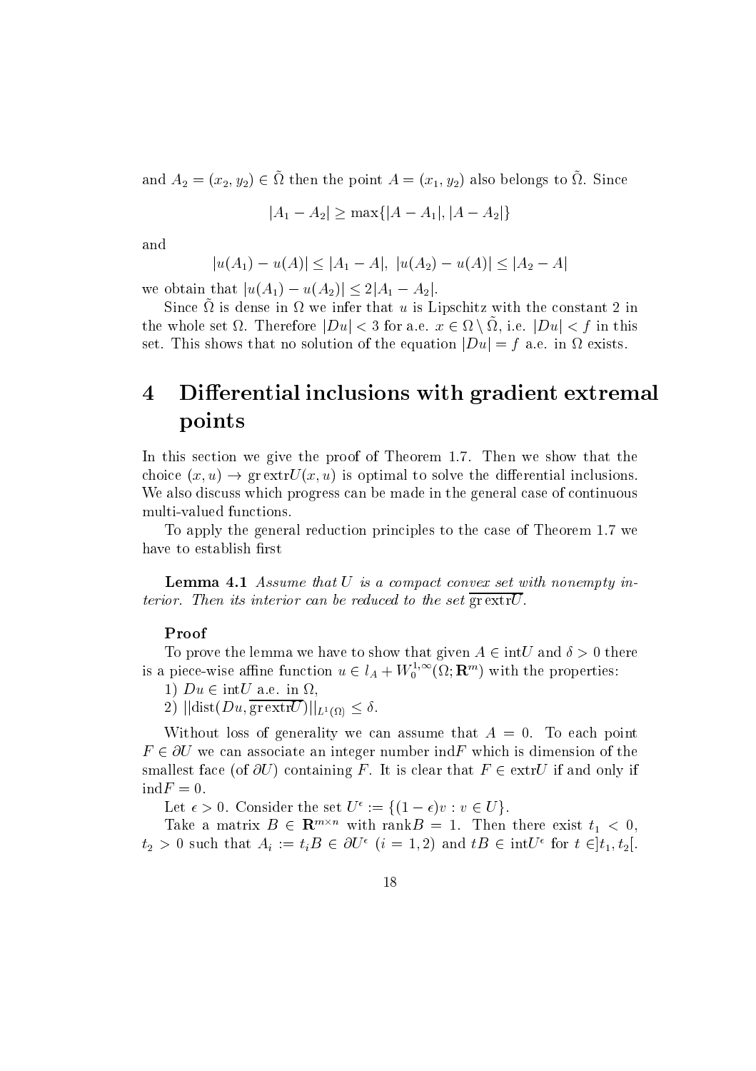and $A_2 = (x_2, y_2) \in \tilde{\Omega}$ then the point $A = (x_1, y_2)$ also belongs to $\tilde{\Omega}$. Since

$$|A_1 - A_2| \geq \max\{|A - A_1|, |A - A_2|\}$$

and

$$|u(A_1) - u(A)| \leq |A_1 - A|, \ |u(A_2) - u(A)| \leq |A_2 - A|$$

we obtain that $|u(A_1) - u(A_2)| \leq 2|A_1 - A_2|$.

Since $\tilde{\Omega}$ is dense in $\Omega$ we infer that $u$ is Lipschitz with the constant 2 in the whole set $\Omega$. Therefore $|Du| < 3$ for a.e. $x \in \Omega \setminus \tilde{\Omega}$, i.e. $|Du| < f$ in this set. This shows that no solution of the equation $|Du| = f$ a.e. in $\Omega$ exists.

# 4 Differential inclusions with gradient extremal points

In this section we give the proof of Theorem 1.7. Then we show that the choice $(x, u) \to \text{gr extr} U(x, u)$ is optimal to solve the differential inclusions. We also discuss which progress can be made in the general case of continuous multi-valued functions.

To apply the general reduction principles to the case of Theorem 1.7 we have to establish first

**Lemma 4.1** *Assume that $U$ is a compact convex set with nonempty interior. Then its interior can be reduced to the set $\overline{\text{gr extr} U}$.*

**Proof**

To prove the lemma we have to show that given $A \in \text{int} U$ and $\delta > 0$ there is a piece-wise affine function $u \in l_A + W_0^{1,\infty}(\Omega; \mathbf{R}^m)$ with the properties:

1) $Du \in \text{int} U$ a.e. in $\Omega$,

2) $||\text{dist}(Du, \overline{\text{gr extr} U})||_{L^1(\Omega)} \leq \delta$.

Without loss of generality we can assume that $A = 0$. To each point $F \in \partial U$ we can associate an integer number $\text{ind} F$ which is dimension of the smallest face (of $\partial U$) containing $F$. It is clear that $F \in \text{extr} U$ if and only if $\text{ind} F = 0$.

Let $\epsilon > 0$. Consider the set $U^\epsilon := \{(1 - \epsilon)v : v \in U\}$.

Take a matrix $B \in \mathbf{R}^{m \times n}$ with $\text{rank} B = 1$. Then there exist $t_1 < 0$, $t_2 > 0$ such that $A_i := t_i B \in \partial U^\epsilon$ $(i = 1, 2)$ and $tB \in \text{int} U^\epsilon$ for $t \in ]t_1, t_2[$.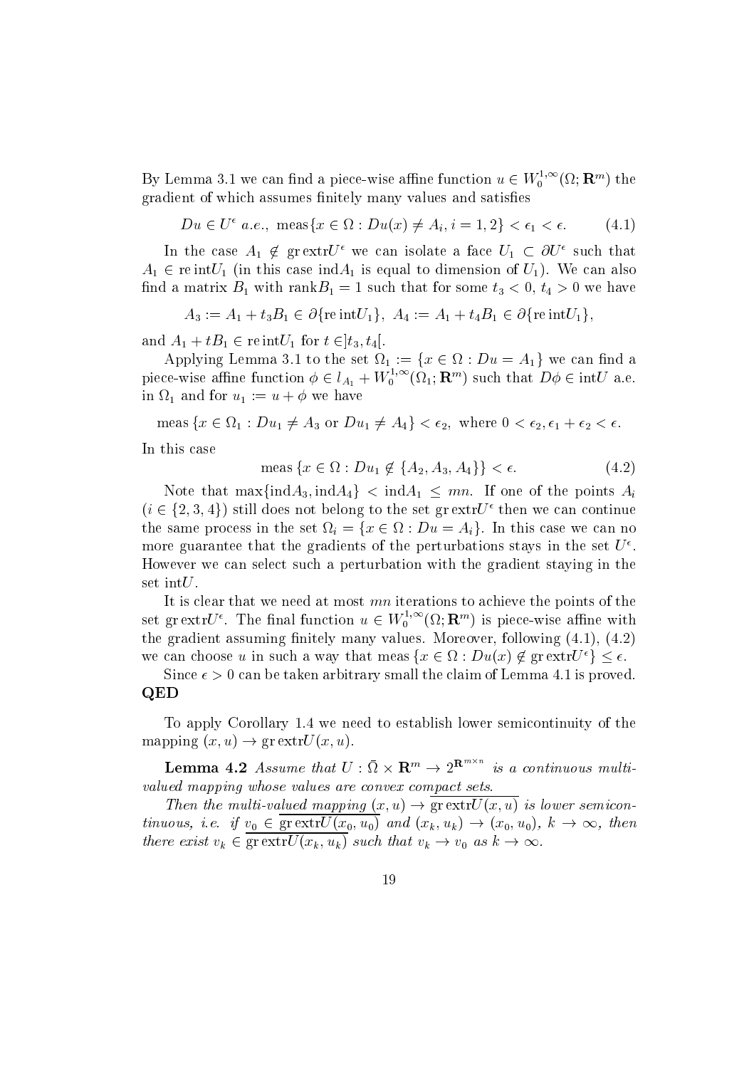By Lemma 3.1 we can find a piece-wise affine function $u \in W_0^{1,\infty}(\Omega; \mathbf{R}^m)$ the gradient of which assumes finitely many values and satisfies

$$Du \in U^\epsilon \ a.e., \ \text{meas}\{x \in \Omega : Du(x) \neq A_i, i = 1, 2\} < \epsilon_1 < \epsilon. \tag{4.1}$$

In the case $A_1 \notin \text{gr extr} U^\epsilon$ we can isolate a face $U_1 \subset \partial U^\epsilon$ such that $A_1 \in \text{re int} U_1$ (in this case $\text{ind} A_1$ is equal to dimension of $U_1$). We can also find a matrix $B_1$ with $\text{rank} B_1 = 1$ such that for some $t_3 < 0$, $t_4 > 0$ we have

$$A_3 := A_1 + t_3 B_1 \in \partial\{\text{re int} U_1\}, \ A_4 := A_1 + t_4 B_1 \in \partial\{\text{re int} U_1\},$$

and $A_1 + tB_1 \in \text{re int} U_1$ for $t \in ]t_3, t_4[$.

Applying Lemma 3.1 to the set $\Omega_1 := \{x \in \Omega : Du = A_1\}$ we can find a piece-wise affine function $\phi \in l_{A_1} + W_0^{1,\infty}(\Omega_1; \mathbf{R}^m)$ such that $D\phi \in \text{int} U$ a.e. in $\Omega_1$ and for $u_1 := u + \phi$ we have

$$\text{meas}\{x \in \Omega_1 : Du_1 \neq A_3 \text{ or } Du_1 \neq A_4\} < \epsilon_2, \text{ where } 0 < \epsilon_2, \epsilon_1 + \epsilon_2 < \epsilon.$$

In this case

$$\text{meas}\{x \in \Omega : Du_1 \notin \{A_2, A_3, A_4\}\} < \epsilon. \tag{4.2}$$

Note that $\max\{\text{ind} A_3, \text{ind} A_4\} < \text{ind} A_1 \leq mn$. If one of the points $A_i$ ($i \in \{2, 3, 4\}$) still does not belong to the set $\text{gr extr} U^\epsilon$ then we can continue the same process in the set $\Omega_i = \{x \in \Omega : Du = A_i\}$. In this case we can no more guarantee that the gradients of the perturbations stays in the set $U^\epsilon$. However we can select such a perturbation with the gradient staying in the set $\text{int} U$.

It is clear that we need at most $mn$ iterations to achieve the points of the set $\text{gr extr} U^\epsilon$. The final function $u \in W_0^{1,\infty}(\Omega; \mathbf{R}^m)$ is piece-wise affine with the gradient assuming finitely many values. Moreover, following (4.1), (4.2) we can choose $u$ in such a way that $\text{meas}\{x \in \Omega : Du(x) \notin \text{gr extr} U^\epsilon\} \leq \epsilon$.

Since $\epsilon > 0$ can be taken arbitrary small the claim of Lemma 4.1 is proved.
**QED**

To apply Corollary 1.4 we need to establish lower semicontinuity of the mapping $(x, u) \to \text{gr extr} U(x, u)$.

**Lemma 4.2** *Assume that $U : \bar{\Omega} \times \mathbf{R}^m \to 2^{\mathbf{R}^{m \times n}}$ is a continuous multi-valued mapping whose values are convex compact sets.*

*Then the multi-valued mapping $(x, u) \to \overline{\text{gr extr} U(x, u)}$ is lower semicontinuous, i.e. if $v_0 \in \overline{\text{gr extr} U(x_0, u_0)}$ and $(x_k, u_k) \to (x_0, u_0)$, $k \to \infty$, then there exist $v_k \in \overline{\text{gr extr} U(x_k, u_k)}$ such that $v_k \to v_0$ as $k \to \infty$.*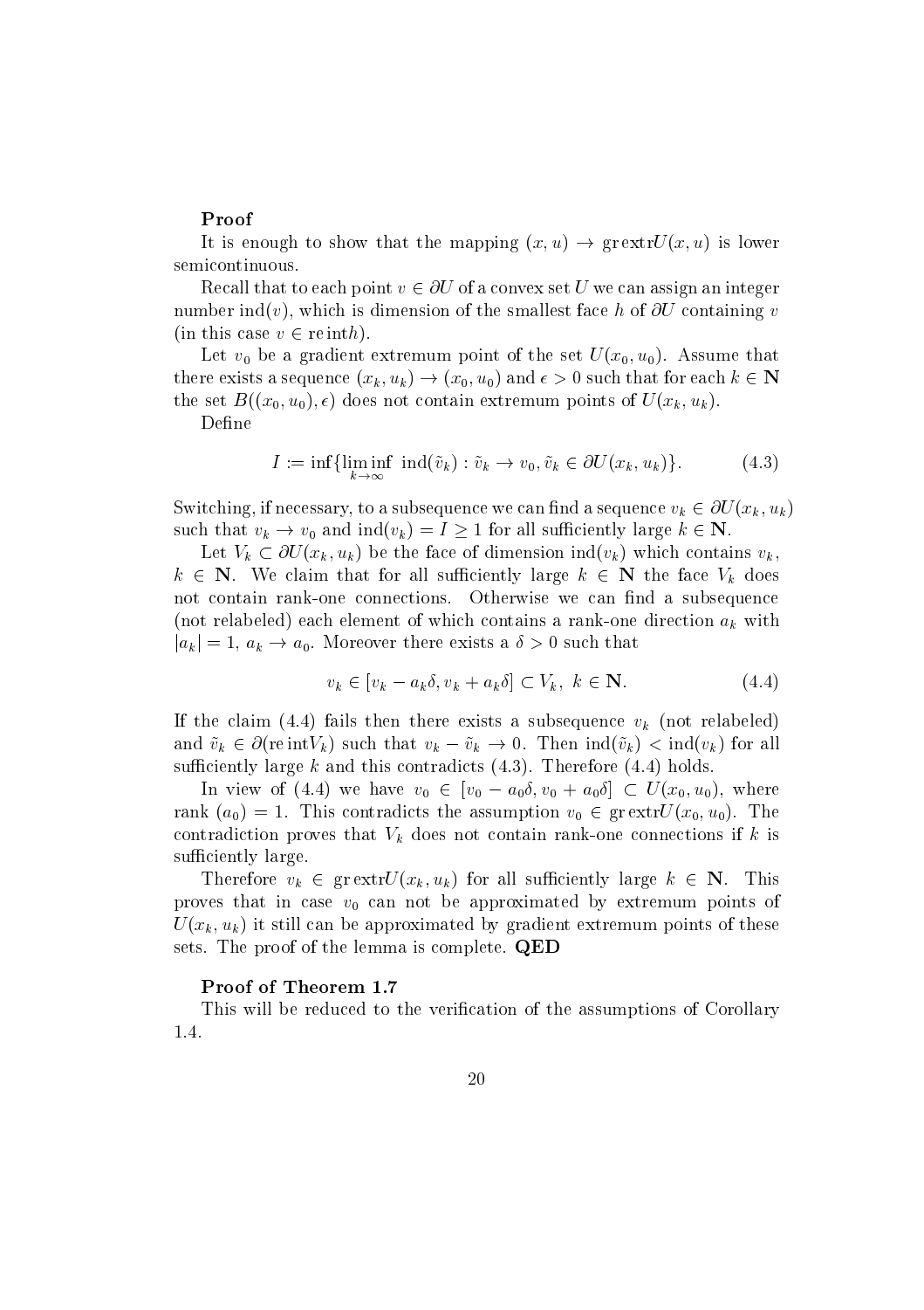**Proof**

It is enough to show that the mapping $(x, u) \to \mathrm{gr\,extr}U(x, u)$ is lower semicontinuous.

Recall that to each point $v \in \partial U$ of a convex set $U$ we can assign an integer number $\mathrm{ind}(v)$, which is dimension of the smallest face $h$ of $\partial U$ containing $v$ (in this case $v \in \mathrm{re\,int}h$).

Let $v_0$ be a gradient extremum point of the set $U(x_0, u_0)$. Assume that there exists a sequence $(x_k, u_k) \to (x_0, u_0)$ and $\epsilon > 0$ such that for each $k \in \mathbf{N}$ the set $B((x_0, u_0), \epsilon)$ does not contain extremum points of $U(x_k, u_k)$.

Define

$$I := \inf\{\liminf_{k\to\infty} \ \mathrm{ind}(\tilde{v}_k) : \tilde{v}_k \to v_0, \tilde{v}_k \in \partial U(x_k, u_k)\}. \tag{4.3}$$

Switching, if necessary, to a subsequence we can find a sequence $v_k \in \partial U(x_k, u_k)$ such that $v_k \to v_0$ and $\mathrm{ind}(v_k) = I \geq 1$ for all sufficiently large $k \in \mathbf{N}$.

Let $V_k \subset \partial U(x_k, u_k)$ be the face of dimension $\mathrm{ind}(v_k)$ which contains $v_k$, $k \in \mathbf{N}$. We claim that for all sufficiently large $k \in \mathbf{N}$ the face $V_k$ does not contain rank-one connections. Otherwise we can find a subsequence (not relabeled) each element of which contains a rank-one direction $a_k$ with $|a_k| = 1$, $a_k \to a_0$. Moreover there exists a $\delta > 0$ such that

$$v_k \in [v_k - a_k\delta, v_k + a_k\delta] \subset V_k, \ k \in \mathbf{N}. \tag{4.4}$$

If the claim (4.4) fails then there exists a subsequence $v_k$ (not relabeled) and $\tilde{v}_k \in \partial(\mathrm{re\,int}V_k)$ such that $v_k - \tilde{v}_k \to 0$. Then $\mathrm{ind}(\tilde{v}_k) < \mathrm{ind}(v_k)$ for all sufficiently large $k$ and this contradicts (4.3). Therefore (4.4) holds.

In view of (4.4) we have $v_0 \in [v_0 - a_0\delta, v_0 + a_0\delta] \subset U(x_0, u_0)$, where $\mathrm{rank}\ (a_0) = 1$. This contradicts the assumption $v_0 \in \mathrm{gr\,extr}U(x_0, u_0)$. The contradiction proves that $V_k$ does not contain rank-one connections if $k$ is sufficiently large.

Therefore $v_k \in \mathrm{gr\,extr}U(x_k, u_k)$ for all sufficiently large $k \in \mathbf{N}$. This proves that in case $v_0$ can not be approximated by extremum points of $U(x_k, u_k)$ it still can be approximated by gradient extremum points of these sets. The proof of the lemma is complete. **QED**

**Proof of Theorem 1.7**

This will be reduced to the verification of the assumptions of Corollary 1.4.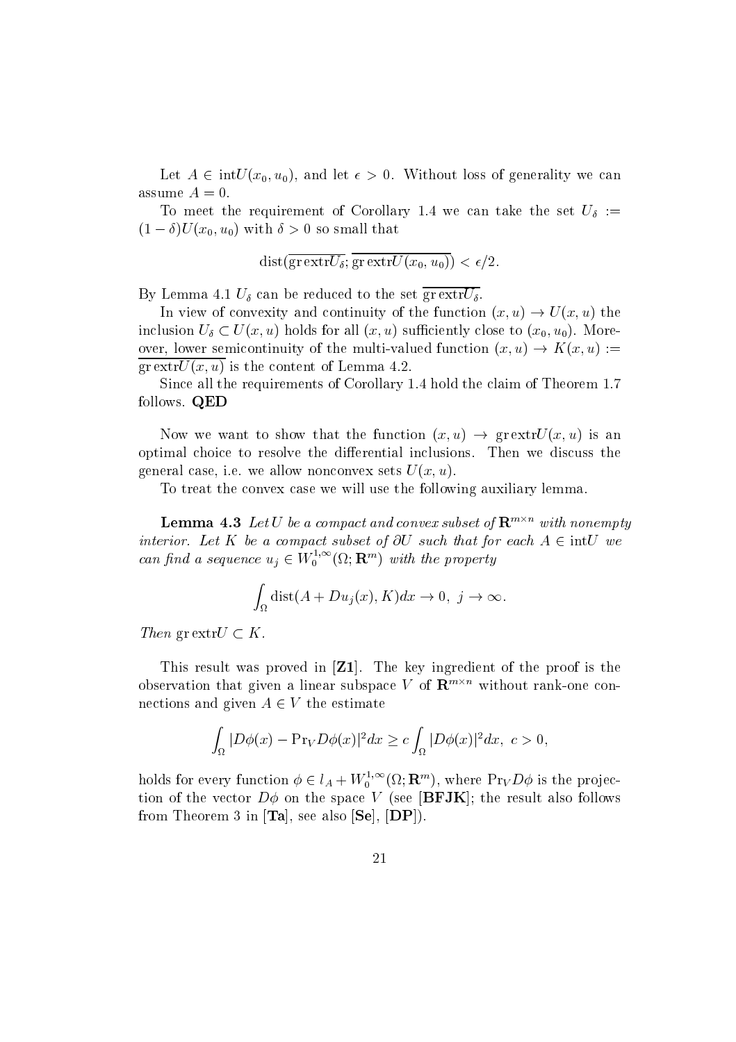Let $A \in \text{int}U(x_0, u_0)$, and let $\epsilon > 0$. Without loss of generality we can assume $A = 0$.

To meet the requirement of Corollary 1.4 we can take the set $U_\delta := (1-\delta)U(x_0, u_0)$ with $\delta > 0$ so small that

$$\text{dist}(\overline{\text{gr extr}U_\delta}; \overline{\text{gr extr}U(x_0, u_0)}) < \epsilon/2.$$

By Lemma 4.1 $U_\delta$ can be reduced to the set $\overline{\text{gr extr}U_\delta}$.

In view of convexity and continuity of the function $(x, u) \to U(x, u)$ the inclusion $U_\delta \subset U(x, u)$ holds for all $(x, u)$ sufficiently close to $(x_0, u_0)$. Moreover, lower semicontinuity of the multi-valued function $(x, u) \to K(x, u) := \overline{\text{gr extr}U(x, u)}$ is the content of Lemma 4.2.

Since all the requirements of Corollary 1.4 hold the claim of Theorem 1.7 follows. **QED**

Now we want to show that the function $(x, u) \to \text{gr extr}U(x, u)$ is an optimal choice to resolve the differential inclusions. Then we discuss the general case, i.e. we allow nonconvex sets $U(x, u)$.

To treat the convex case we will use the following auxiliary lemma.

**Lemma 4.3** *Let $U$ be a compact and convex subset of $\mathbf{R}^{m\times n}$ with nonempty interior. Let $K$ be a compact subset of $\partial U$ such that for each $A \in \text{int}U$ we can find a sequence $u_j \in W_0^{1,\infty}(\Omega; \mathbf{R}^m)$ with the property*

$$\int_\Omega \text{dist}(A + Du_j(x), K)dx \to 0, \; j \to \infty.$$

*Then* $\text{gr extr}U \subset K$.

This result was proved in [**Z1**]. The key ingredient of the proof is the observation that given a linear subspace $V$ of $\mathbf{R}^{m\times n}$ without rank-one connections and given $A \in V$ the estimate

$$\int_\Omega |D\phi(x) - \text{Pr}_V D\phi(x)|^2 dx \geq c \int_\Omega |D\phi(x)|^2 dx, \; c > 0,$$

holds for every function $\phi \in l_A + W_0^{1,\infty}(\Omega; \mathbf{R}^m)$, where $\text{Pr}_V D\phi$ is the projection of the vector $D\phi$ on the space $V$ (see [**BFJK**]; the result also follows from Theorem 3 in [**Ta**], see also [**Se**], [**DP**]).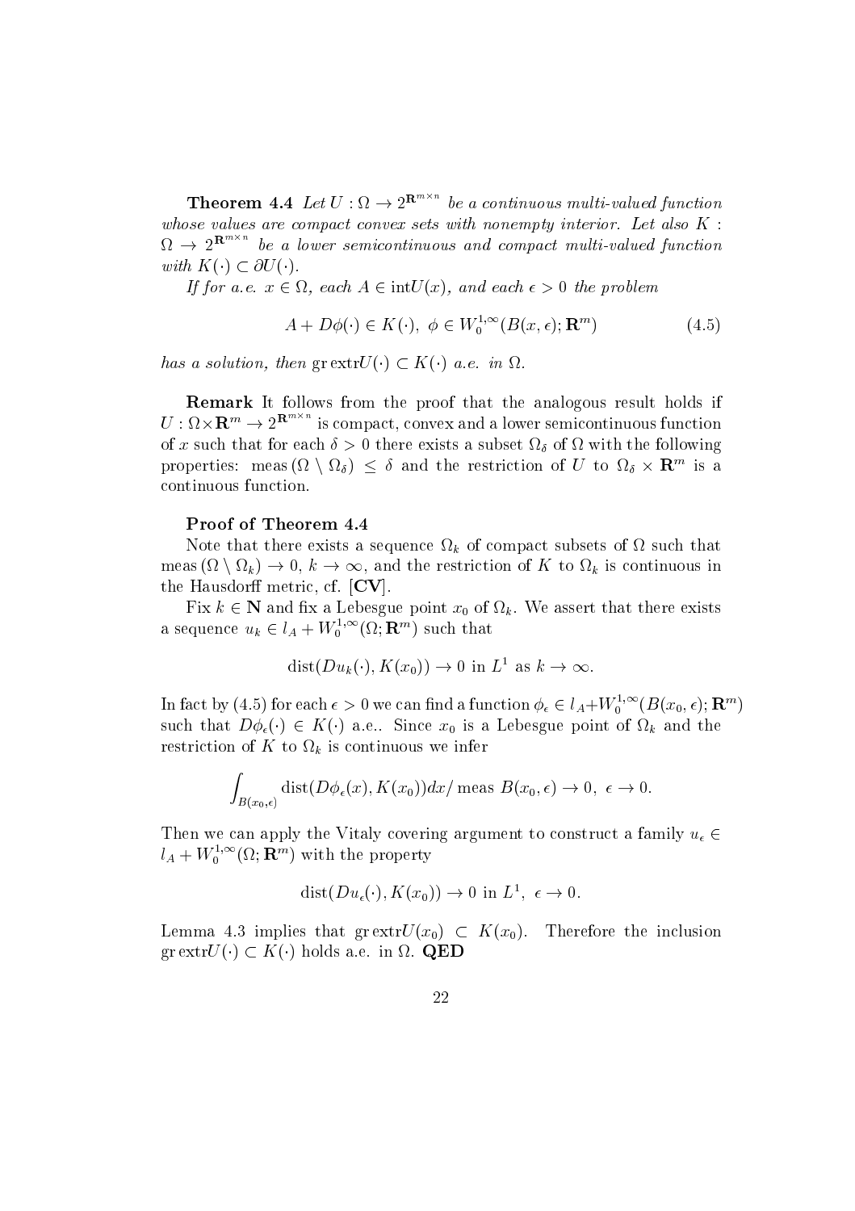**Theorem 4.4** *Let $U : \Omega \to 2^{\mathbf{R}^{m\times n}}$ be a continuous multi-valued function whose values are compact convex sets with nonempty interior. Let also $K : \Omega \to 2^{\mathbf{R}^{m\times n}}$ be a lower semicontinuous and compact multi-valued function with $K(\cdot) \subset \partial U(\cdot)$.*

*If for a.e. $x \in \Omega$, each $A \in \mathrm{int}U(x)$, and each $\epsilon > 0$ the problem*

$$A + D\phi(\cdot) \in K(\cdot),\ \phi \in W_0^{1,\infty}(B(x,\epsilon); \mathbf{R}^m) \tag{4.5}$$

*has a solution, then $\mathrm{gr\,extr}U(\cdot) \subset K(\cdot)$ a.e. in $\Omega$.*

**Remark** It follows from the proof that the analogous result holds if $U : \Omega\times \mathbf{R}^m \to 2^{\mathbf{R}^{m\times n}}$ is compact, convex and a lower semicontinuous function of $x$ such that for each $\delta > 0$ there exists a subset $\Omega_\delta$ of $\Omega$ with the following properties: $\mathrm{meas}\,(\Omega \setminus \Omega_\delta) \leq \delta$ and the restriction of $U$ to $\Omega_\delta \times \mathbf{R}^m$ is a continuous function.

**Proof of Theorem 4.4**

Note that there exists a sequence $\Omega_k$ of compact subsets of $\Omega$ such that $\mathrm{meas}\,(\Omega \setminus \Omega_k) \to 0$, $k \to \infty$, and the restriction of $K$ to $\Omega_k$ is continuous in the Hausdorff metric, cf. [**CV**].

Fix $k \in \mathbf{N}$ and fix a Lebesgue point $x_0$ of $\Omega_k$. We assert that there exists a sequence $u_k \in l_A + W_0^{1,\infty}(\Omega; \mathbf{R}^m)$ such that

$$\mathrm{dist}(Du_k(\cdot), K(x_0)) \to 0 \text{ in } L^1 \text{ as } k \to \infty.$$

In fact by (4.5) for each $\epsilon > 0$ we can find a function $\phi_\epsilon \in l_A + W_0^{1,\infty}(B(x_0,\epsilon); \mathbf{R}^m)$ such that $D\phi_\epsilon(\cdot) \in K(\cdot)$ a.e.. Since $x_0$ is a Lebesgue point of $\Omega_k$ and the restriction of $K$ to $\Omega_k$ is continuous we infer

$$\int_{B(x_0,\epsilon)} \mathrm{dist}(D\phi_\epsilon(x), K(x_0))dx/\,\mathrm{meas}\ B(x_0,\epsilon) \to 0,\ \epsilon \to 0.$$

Then we can apply the Vitaly covering argument to construct a family $u_\epsilon \in l_A + W_0^{1,\infty}(\Omega; \mathbf{R}^m)$ with the property

$$\mathrm{dist}(Du_\epsilon(\cdot), K(x_0)) \to 0 \text{ in } L^1,\ \epsilon \to 0.$$

Lemma 4.3 implies that $\mathrm{gr\,extr}U(x_0) \subset K(x_0)$. Therefore the inclusion $\mathrm{gr\,extr}U(\cdot) \subset K(\cdot)$ holds a.e. in $\Omega$. **QED**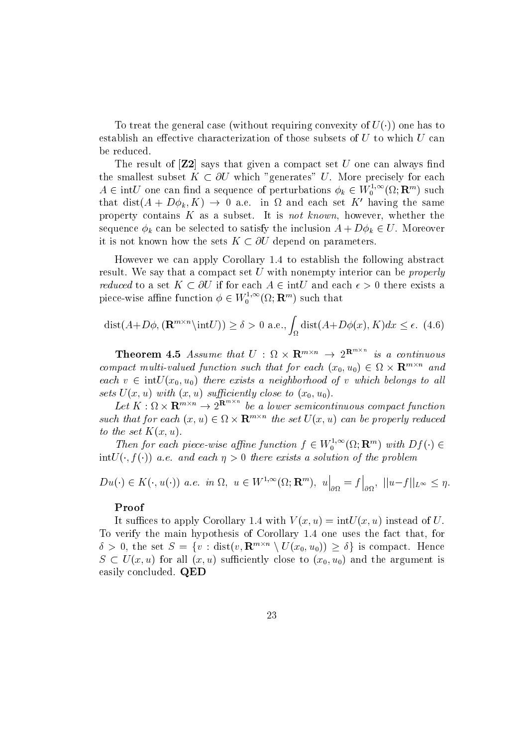To treat the general case (without requiring convexity of $U(\cdot)$) one has to establish an effective characterization of those subsets of $U$ to which $U$ can be reduced.

The result of [**Z2**] says that given a compact set $U$ one can always find the smallest subset $K \subset \partial U$ which "generates" $U$. More precisely for each $A \in \text{int}U$ one can find a sequence of perturbations $\phi_k \in W_0^{1,\infty}(\Omega; \mathbf{R}^m)$ such that $\text{dist}(A + D\phi_k, K) \to 0$ a.e. in $\Omega$ and each set $K'$ having the same property contains $K$ as a subset. It is *not known*, however, whether the sequence $\phi_k$ can be selected to satisfy the inclusion $A + D\phi_k \in U$. Moreover it is not known how the sets $K \subset \partial U$ depend on parameters.

However we can apply Corollary 1.4 to establish the following abstract result. We say that a compact set $U$ with nonempty interior can be *properly reduced* to a set $K \subset \partial U$ if for each $A \in \text{int}U$ and each $\epsilon > 0$ there exists a piece-wise affine function $\phi \in W_0^{1,\infty}(\Omega; \mathbf{R}^m)$ such that

$$\text{dist}(A+D\phi, (\mathbf{R}^{m\times n}\setminus \text{int}U)) \geq \delta > 0 \text{ a.e.}, \int_\Omega \text{dist}(A+D\phi(x), K)dx \leq \epsilon. \quad (4.6)$$

**Theorem 4.5** *Assume that $U : \Omega \times \mathbf{R}^{m\times n} \to 2^{\mathbf{R}^{m\times n}}$ is a continuous compact multi-valued function such that for each $(x_0, u_0) \in \Omega \times \mathbf{R}^{m\times n}$ and each $v \in \text{int}U(x_0, u_0)$ there exists a neighborhood of $v$ which belongs to all sets $U(x, u)$ with $(x, u)$ sufficiently close to $(x_0, u_0)$.*

*Let $K : \Omega \times \mathbf{R}^{m\times n} \to 2^{\mathbf{R}^{m\times n}}$ be a lower semicontinuous compact function such that for each $(x, u) \in \Omega \times \mathbf{R}^{m\times n}$ the set $U(x, u)$ can be properly reduced to the set $K(x, u)$.*

*Then for each piece-wise affine function $f \in W_0^{1,\infty}(\Omega; \mathbf{R}^m)$ with $Df(\cdot) \in \text{int}U(\cdot, f(\cdot))$ a.e. and each $\eta > 0$ there exists a solution of the problem*

$$Du(\cdot) \in K(\cdot, u(\cdot)) \text{ a.e. in } \Omega,\ u \in W^{1,\infty}(\Omega; \mathbf{R}^m),\ u\Big|_{\partial\Omega} = f\Big|_{\partial\Omega},\ ||u-f||_{L^\infty} \leq \eta.$$

**Proof**

It suffices to apply Corollary 1.4 with $V(x, u) = \text{int}U(x, u)$ instead of $U$. To verify the main hypothesis of Corollary 1.4 one uses the fact that, for $\delta > 0$, the set $S = \{v : \text{dist}(v, \mathbf{R}^{m\times n} \setminus U(x_0, u_0)) \geq \delta\}$ is compact. Hence $S \subset U(x, u)$ for all $(x, u)$ sufficiently close to $(x_0, u_0)$ and the argument is easily concluded. **QED**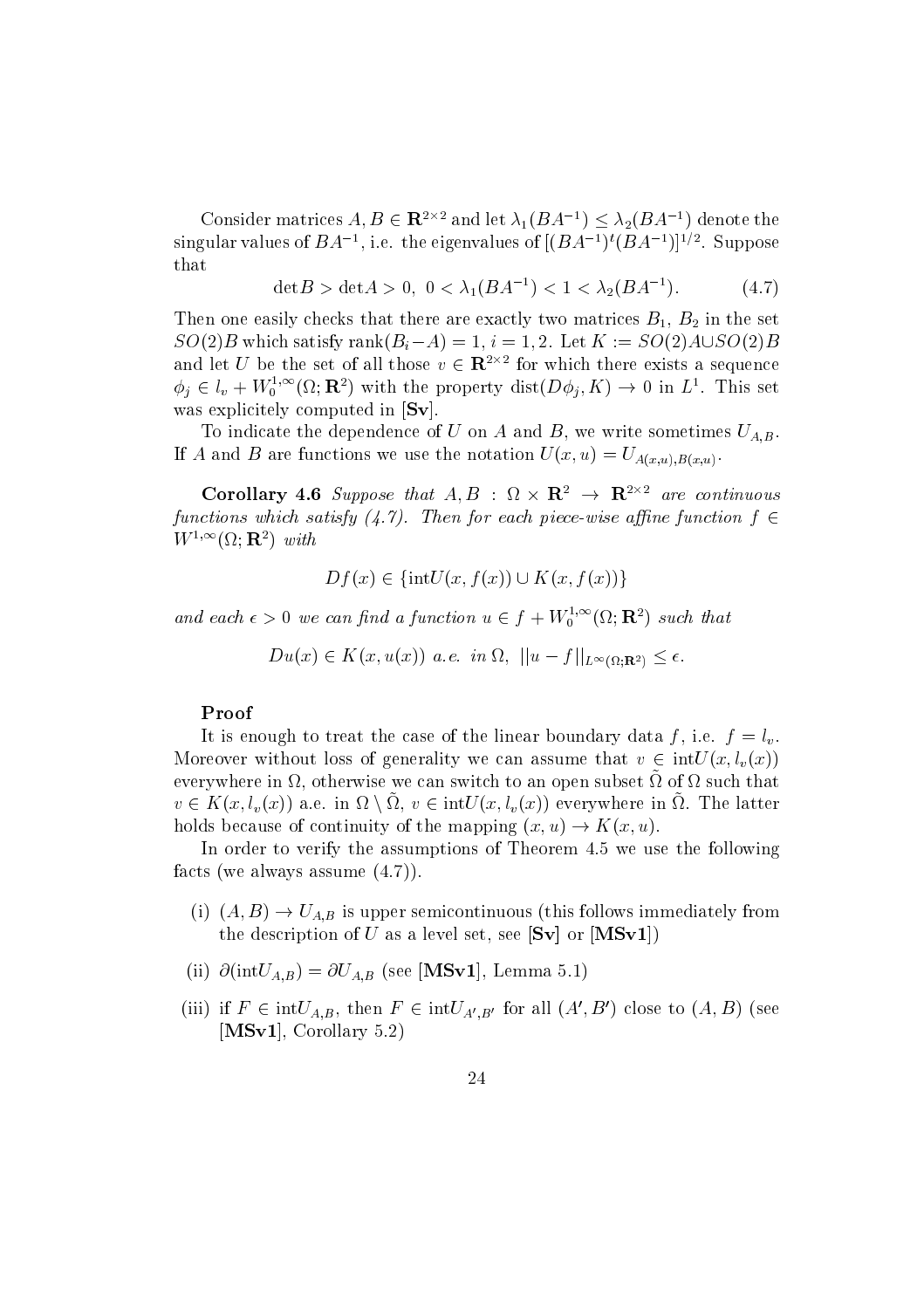Consider matrices $A, B \in \mathbf{R}^{2\times 2}$ and let $\lambda_1(BA^{-1}) \le \lambda_2(BA^{-1})$ denote the singular values of $BA^{-1}$, i.e. the eigenvalues of $[(BA^{-1})^t(BA^{-1})]^{1/2}$. Suppose that

$$\det B > \det A > 0, \;\; 0 < \lambda_1(BA^{-1}) < 1 < \lambda_2(BA^{-1}). \tag{4.7}$$

Then one easily checks that there are exactly two matrices $B_1$, $B_2$ in the set $SO(2)B$ which satisfy $\mathrm{rank}(B_i - A) = 1$, $i = 1, 2$. Let $K := SO(2)A \cup SO(2)B$ and let $U$ be the set of all those $v \in \mathbf{R}^{2\times 2}$ for which there exists a sequence $\phi_j \in l_v + W_0^{1,\infty}(\Omega; \mathbf{R}^2)$ with the property $\mathrm{dist}(D\phi_j, K) \to 0$ in $L^1$. This set was explicitely computed in [**Sv**].

To indicate the dependence of $U$ on $A$ and $B$, we write sometimes $U_{A,B}$. If $A$ and $B$ are functions we use the notation $U(x,u) = U_{A(x,u),B(x,u)}$.

**Corollary 4.6** *Suppose that $A, B : \Omega \times \mathbf{R}^2 \to \mathbf{R}^{2\times 2}$ are continuous functions which satisfy (4.7). Then for each piece-wise affine function $f \in W^{1,\infty}(\Omega; \mathbf{R}^2)$ with*

$$Df(x) \in \{\mathrm{int}U(x, f(x)) \cup K(x, f(x))\}$$

*and each $\epsilon > 0$ we can find a function $u \in f + W_0^{1,\infty}(\Omega; \mathbf{R}^2)$ such that*

$$Du(x) \in K(x, u(x)) \text{ a.e. in } \Omega, \;\; ||u - f||_{L^\infty(\Omega;\mathbf{R}^2)} \le \epsilon.$$

**Proof**

It is enough to treat the case of the linear boundary data $f$, i.e. $f = l_v$. Moreover without loss of generality we can assume that $v \in \mathrm{int}U(x, l_v(x))$ everywhere in $\Omega$, otherwise we can switch to an open subset $\tilde{\Omega}$ of $\Omega$ such that $v \in K(x, l_v(x))$ a.e. in $\Omega \setminus \tilde{\Omega}$, $v \in \mathrm{int}U(x, l_v(x))$ everywhere in $\tilde{\Omega}$. The latter holds because of continuity of the mapping $(x, u) \to K(x, u)$.

In order to verify the assumptions of Theorem 4.5 we use the following facts (we always assume (4.7)).

- (i) $(A, B) \to U_{A,B}$ is upper semicontinuous (this follows immediately from the description of $U$ as a level set, see [**Sv**] or [**MSv1**])
- (ii) $\partial(\mathrm{int}U_{A,B}) = \partial U_{A,B}$ (see [**MSv1**], Lemma 5.1)
- (iii) if $F \in \mathrm{int}U_{A,B}$, then $F \in \mathrm{int}U_{A',B'}$ for all $(A', B')$ close to $(A, B)$ (see [**MSv1**], Corollary 5.2)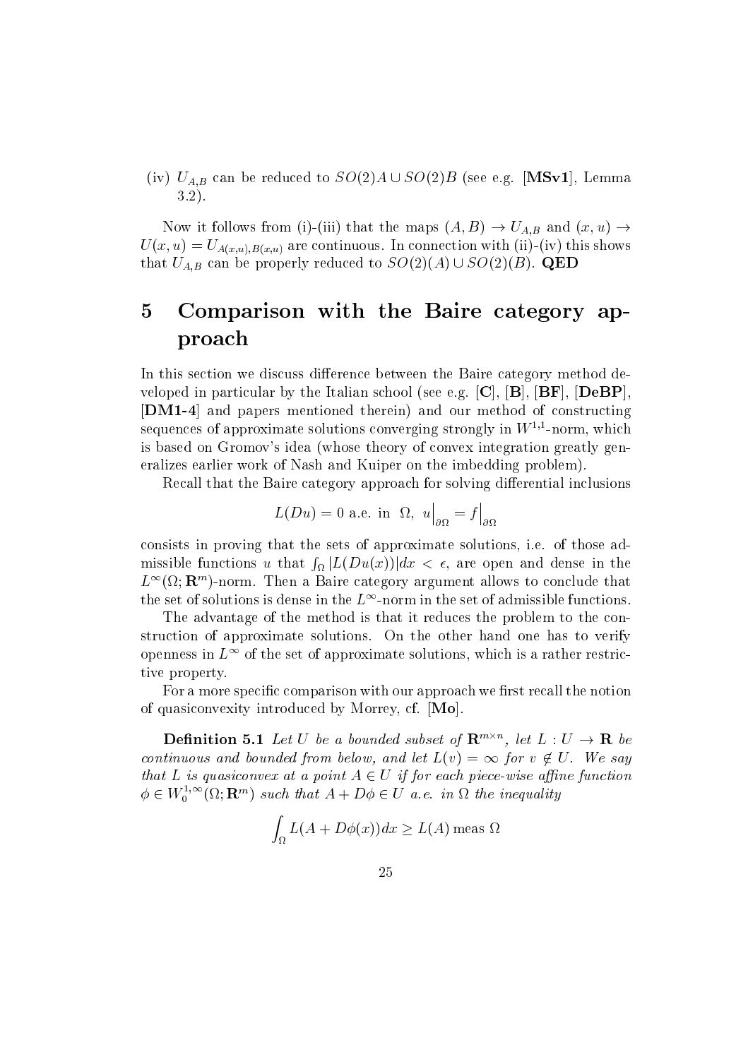(iv) $U_{A,B}$ can be reduced to $SO(2)A \cup SO(2)B$ (see e.g. **[MSv1]**, Lemma 3.2).

Now it follows from (i)-(iii) that the maps $(A, B) \to U_{A,B}$ and $(x, u) \to U(x, u) = U_{A(x,u),B(x,u)}$ are continuous. In connection with (ii)-(iv) this shows that $U_{A,B}$ can be properly reduced to $SO(2)(A) \cup SO(2)(B)$. **QED**

# 5 Comparison with the Baire category approach

In this section we discuss difference between the Baire category method developed in particular by the Italian school (see e.g. **[C]**, **[B]**, **[BF]**, **[DeBP]**, **[DM1-4]** and papers mentioned therein) and our method of constructing sequences of approximate solutions converging strongly in $W^{1,1}$-norm, which is based on Gromov's idea (whose theory of convex integration greatly generalizes earlier work of Nash and Kuiper on the imbedding problem).

Recall that the Baire category approach for solving differential inclusions

$$L(Du) = 0 \text{ a.e. in } \Omega, \; u\Big|_{\partial\Omega} = f\Big|_{\partial\Omega}$$

consists in proving that the sets of approximate solutions, i.e. of those admissible functions $u$ that $\int_\Omega |L(Du(x))|dx < \epsilon$, are open and dense in the $L^\infty(\Omega; \mathbf{R}^m)$-norm. Then a Baire category argument allows to conclude that the set of solutions is dense in the $L^\infty$-norm in the set of admissible functions.

The advantage of the method is that it reduces the problem to the construction of approximate solutions. On the other hand one has to verify openness in $L^\infty$ of the set of approximate solutions, which is a rather restrictive property.

For a more specific comparison with our approach we first recall the notion of quasiconvexity introduced by Morrey, cf. **[Mo]**.

**Definition 5.1** *Let $U$ be a bounded subset of $\mathbf{R}^{m\times n}$, let $L : U \to \mathbf{R}$ be continuous and bounded from below, and let $L(v) = \infty$ for $v \notin U$. We say that $L$ is quasiconvex at a point $A \in U$ if for each piece-wise affine function $\phi \in W_0^{1,\infty}(\Omega; \mathbf{R}^m)$ such that $A + D\phi \in U$ a.e. in $\Omega$ the inequality*

$$\int_\Omega L(A + D\phi(x))dx \geq L(A) \operatorname{meas} \Omega$$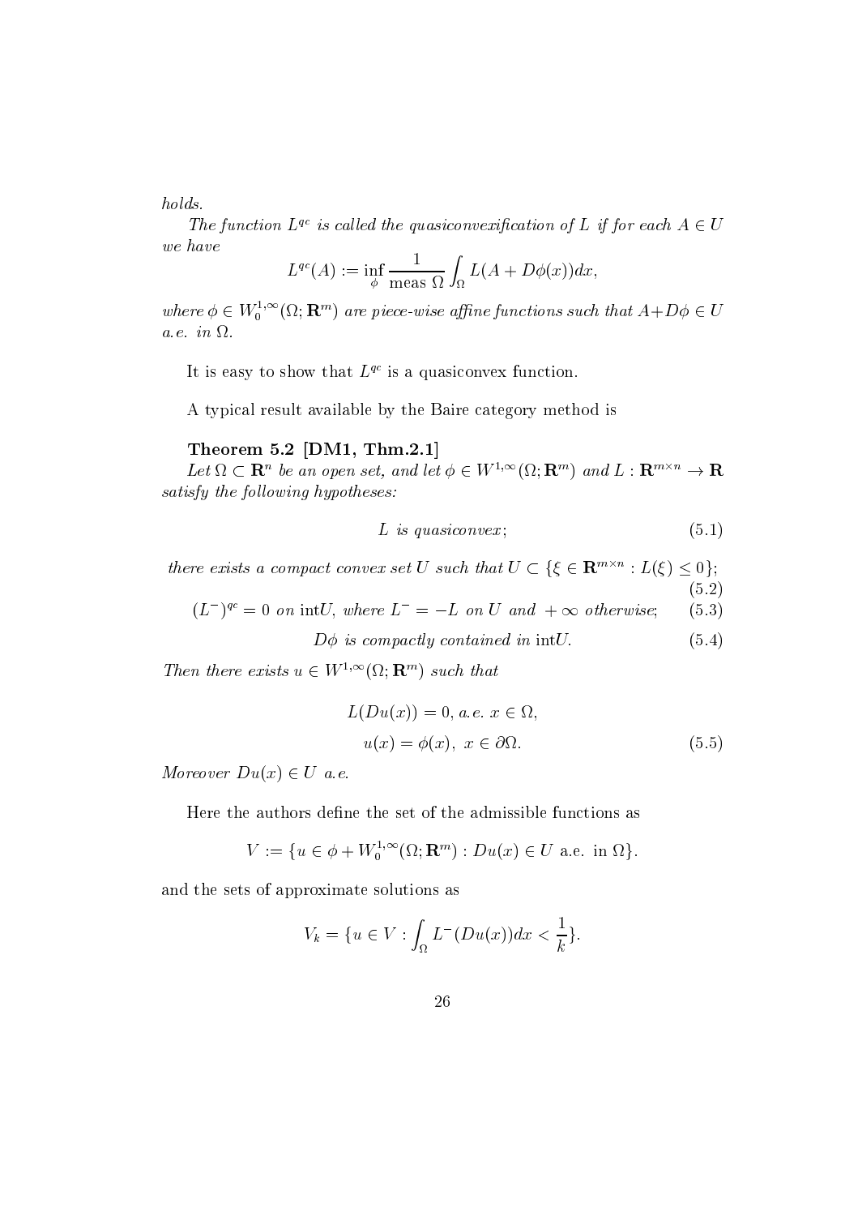*holds.*

*The function $L^{qc}$ is called the quasiconvexification of $L$ if for each $A \in U$ we have*

$$L^{qc}(A) := \inf_{\phi} \frac{1}{\text{meas } \Omega} \int_{\Omega} L(A + D\phi(x))dx,$$

*where $\phi \in W_0^{1,\infty}(\Omega; \mathbf{R}^m)$ are piece-wise affine functions such that $A + D\phi \in U$ a.e. in $\Omega$.*

It is easy to show that $L^{qc}$ is a quasiconvex function.

A typical result available by the Baire category method is

**Theorem 5.2 [DM1, Thm.2.1]**

*Let $\Omega \subset \mathbf{R}^n$ be an open set, and let $\phi \in W^{1,\infty}(\Omega; \mathbf{R}^m)$ and $L : \mathbf{R}^{m \times n} \to \mathbf{R}$ satisfy the following hypotheses:*

$$L \text{ is quasiconvex;} \tag{5.1}$$

$$\text{there exists a compact convex set } U \text{ such that } U \subset \{\xi \in \mathbf{R}^{m \times n} : L(\xi) \leq 0\}; \tag{5.2}$$

$$(L^-)^{qc} = 0 \text{ on } \text{int}U, \text{ where } L^- = -L \text{ on } U \text{ and } +\infty \text{ otherwise;} \tag{5.3}$$

$$D\phi \text{ is compactly contained in } \text{int}U. \tag{5.4}$$

*Then there exists $u \in W^{1,\infty}(\Omega; \mathbf{R}^m)$ such that*

$$L(Du(x)) = 0, \text{ a.e. } x \in \Omega,$$
$$u(x) = \phi(x), \; x \in \partial\Omega. \tag{5.5}$$

*Moreover $Du(x) \in U$ a.e.*

Here the authors define the set of the admissible functions as

$$V := \{u \in \phi + W_0^{1,\infty}(\Omega; \mathbf{R}^m) : Du(x) \in U \text{ a.e. in } \Omega\}.$$

and the sets of approximate solutions as

$$V_k = \{u \in V : \int_{\Omega} L^-(Du(x))dx < \frac{1}{k}\}.$$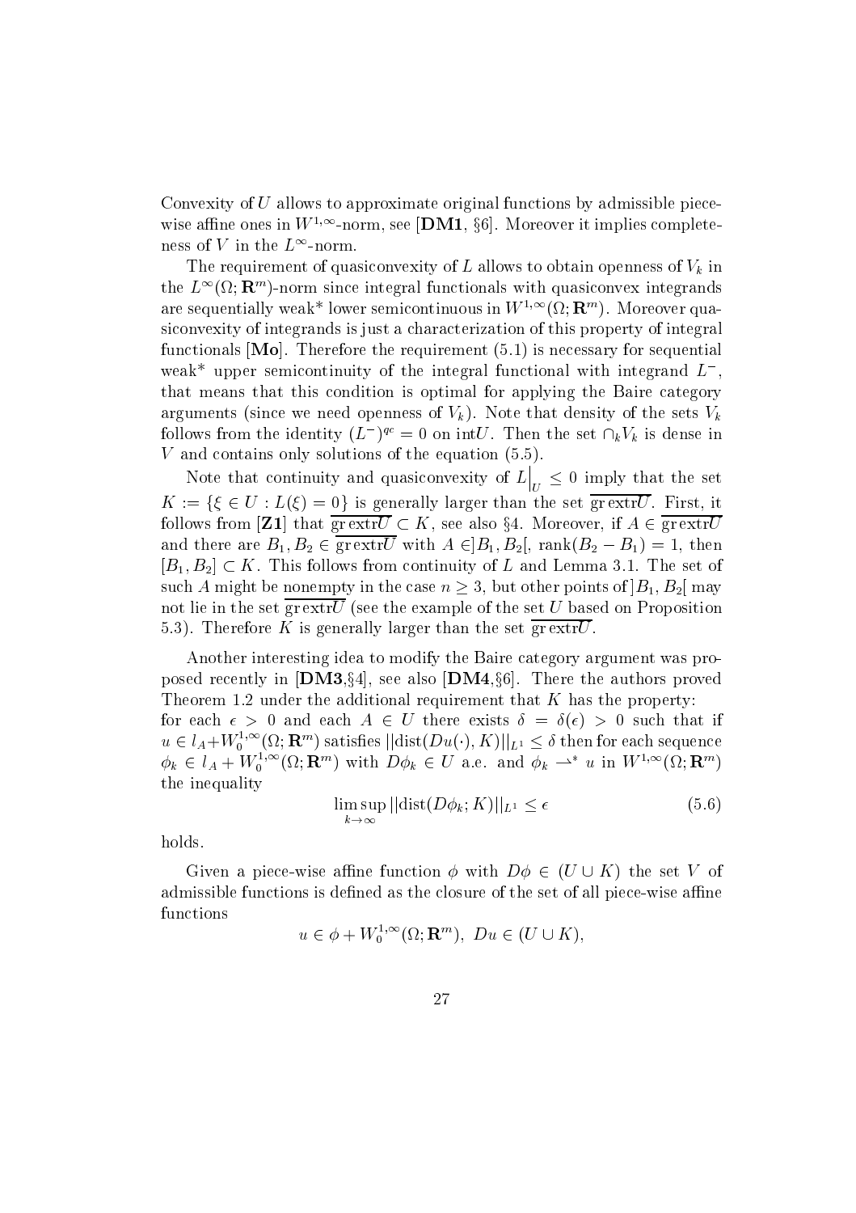Convexity of $U$ allows to approximate original functions by admissible piece-wise affine ones in $W^{1,\infty}$-norm, see [**DM1**, §6]. Moreover it implies completeness of $V$ in the $L^\infty$-norm.

The requirement of quasiconvexity of $L$ allows to obtain openness of $V_k$ in the $L^\infty(\Omega; \mathbf{R}^m)$-norm since integral functionals with quasiconvex integrands are sequentially weak* lower semicontinuous in $W^{1,\infty}(\Omega; \mathbf{R}^m)$. Moreover quasiconvexity of integrands is just a characterization of this property of integral functionals [**Mo**]. Therefore the requirement (5.1) is necessary for sequential weak* upper semicontinuity of the integral functional with integrand $L^-$, that means that this condition is optimal for applying the Baire category arguments (since we need openness of $V_k$). Note that density of the sets $V_k$ follows from the identity $(L^-)^{qc} = 0$ on int$U$. Then the set $\cap_k V_k$ is dense in $V$ and contains only solutions of the equation (5.5).

Note that continuity and quasiconvexity of $L\Big|_U \leq 0$ imply that the set $K := \{\xi \in U : L(\xi) = 0\}$ is generally larger than the set $\overline{\text{gr extr}U}$. First, it follows from [**Z1**] that $\overline{\text{gr extr}U} \subset K$, see also §4. Moreover, if $A \in \overline{\text{gr extr}U}$ and there are $B_1, B_2 \in \overline{\text{gr extr}U}$ with $A \in ]B_1, B_2[$, rank$(B_2 - B_1) = 1$, then $[B_1, B_2] \subset K$. This follows from continuity of $L$ and Lemma 3.1. The set of such $A$ might be nonempty in the case $n \geq 3$, but other points of $]B_1, B_2[$ may not lie in the set $\overline{\text{gr extr}U}$ (see the example of the set $U$ based on Proposition 5.3). Therefore $K$ is generally larger than the set $\overline{\text{gr extr}U}$.

Another interesting idea to modify the Baire category argument was proposed recently in [**DM3**,§4], see also [**DM4**,§6]. There the authors proved Theorem 1.2 under the additional requirement that $K$ has the property:
for each $\epsilon > 0$ and each $A \in U$ there exists $\delta = \delta(\epsilon) > 0$ such that if $u \in l_A + W_0^{1,\infty}(\Omega; \mathbf{R}^m)$ satisfies $||\text{dist}(Du(\cdot), K)||_{L^1} \leq \delta$ then for each sequence $\phi_k \in l_A + W_0^{1,\infty}(\Omega; \mathbf{R}^m)$ with $D\phi_k \in U$ a.e. and $\phi_k \rightharpoonup^* u$ in $W^{1,\infty}(\Omega; \mathbf{R}^m)$ the inequality

$$\limsup_{k \to \infty} ||\text{dist}(D\phi_k; K)||_{L^1} \leq \epsilon \tag{5.6}$$

holds.

Given a piece-wise affine function $\phi$ with $D\phi \in (U \cup K)$ the set $V$ of admissible functions is defined as the closure of the set of all piece-wise affine functions

$$u \in \phi + W_0^{1,\infty}(\Omega; \mathbf{R}^m), \ Du \in (U \cup K),$$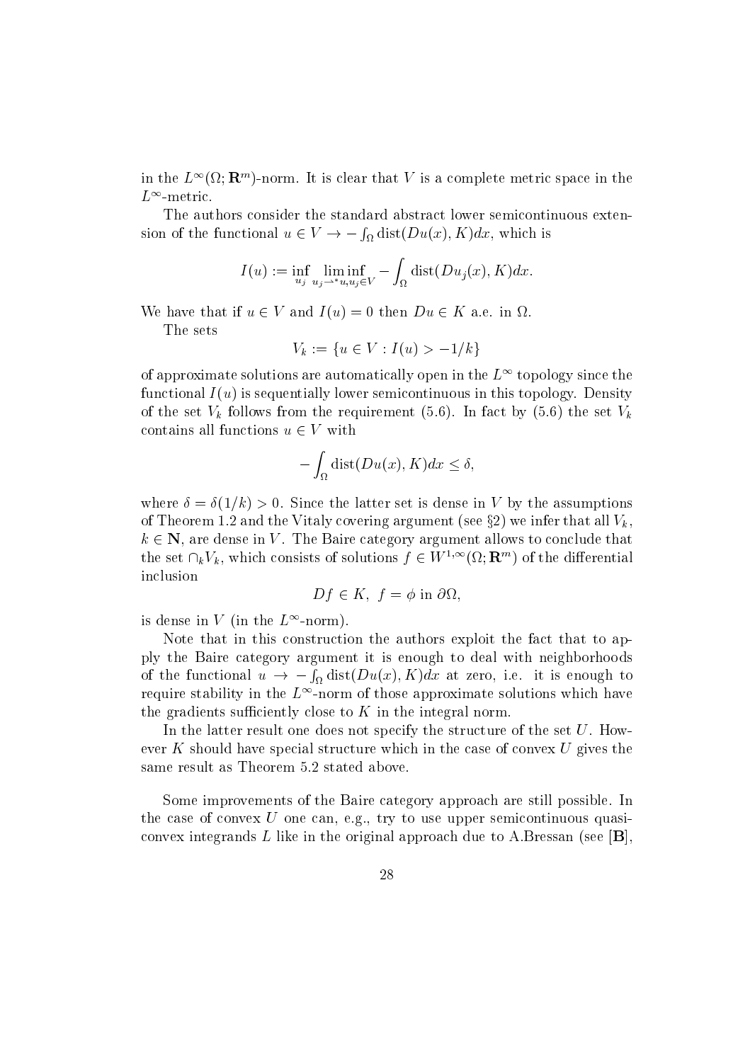in the $L^\infty(\Omega; \mathbf{R}^m)$-norm. It is clear that $V$ is a complete metric space in the $L^\infty$-metric.

The authors consider the standard abstract lower semicontinuous extension of the functional $u \in V \to -\int_\Omega \operatorname{dist}(Du(x), K)dx$, which is

$$I(u) := \inf_{u_j} \liminf_{u_j \rightharpoonup^* u, u_j \in V} -\int_\Omega \operatorname{dist}(Du_j(x), K)dx.$$

We have that if $u \in V$ and $I(u) = 0$ then $Du \in K$ a.e. in $\Omega$.

The sets

$$V_k := \{u \in V : I(u) > -1/k\}$$

of approximate solutions are automatically open in the $L^\infty$ topology since the functional $I(u)$ is sequentially lower semicontinuous in this topology. Density of the set $V_k$ follows from the requirement (5.6). In fact by (5.6) the set $V_k$ contains all functions $u \in V$ with

$$-\int_\Omega \operatorname{dist}(Du(x), K)dx \leq \delta,$$

where $\delta = \delta(1/k) > 0$. Since the latter set is dense in $V$ by the assumptions of Theorem 1.2 and the Vitaly covering argument (see §2) we infer that all $V_k$, $k \in \mathbf{N}$, are dense in $V$. The Baire category argument allows to conclude that the set $\cap_k V_k$, which consists of solutions $f \in W^{1,\infty}(\Omega; \mathbf{R}^m)$ of the differential inclusion

$$Df \in K, \;\; f = \phi \text{ in } \partial\Omega,$$

is dense in $V$ (in the $L^\infty$-norm).

Note that in this construction the authors exploit the fact that to apply the Baire category argument it is enough to deal with neighborhoods of the functional $u \to -\int_\Omega \operatorname{dist}(Du(x), K)dx$ at zero, i.e. it is enough to require stability in the $L^\infty$-norm of those approximate solutions which have the gradients sufficiently close to $K$ in the integral norm.

In the latter result one does not specify the structure of the set $U$. However $K$ should have special structure which in the case of convex $U$ gives the same result as Theorem 5.2 stated above.

Some improvements of the Baire category approach are still possible. In the case of convex $U$ one can, e.g., try to use upper semicontinuous quasiconvex integrands $L$ like in the original approach due to A.Bressan (see [**B**],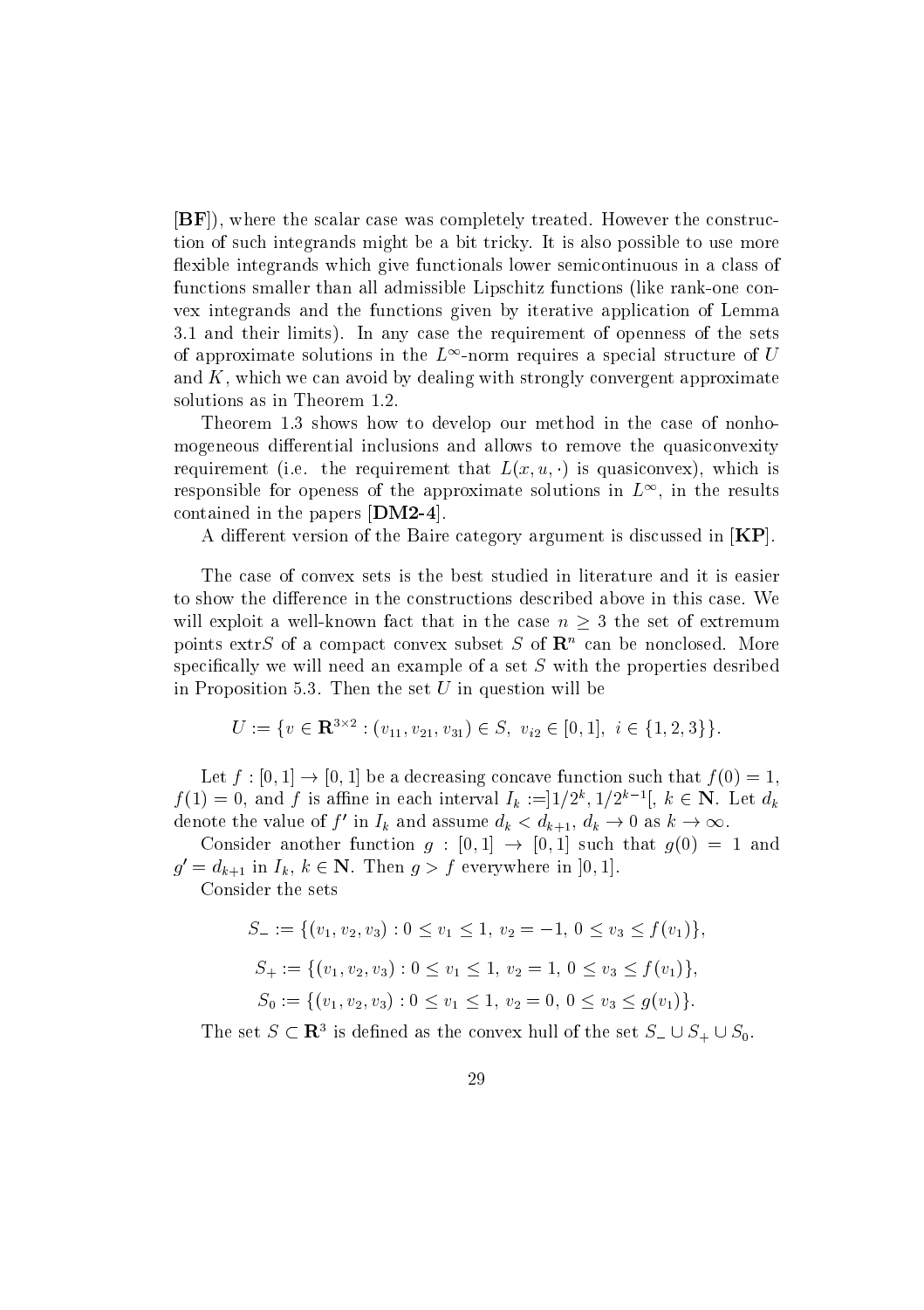[**BF**]), where the scalar case was completely treated. However the construction of such integrands might be a bit tricky. It is also possible to use more flexible integrands which give functionals lower semicontinuous in a class of functions smaller than all admissible Lipschitz functions (like rank-one convex integrands and the functions given by iterative application of Lemma 3.1 and their limits). In any case the requirement of openness of the sets of approximate solutions in the $L^\infty$-norm requires a special structure of $U$ and $K$, which we can avoid by dealing with strongly convergent approximate solutions as in Theorem 1.2.

Theorem 1.3 shows how to develop our method in the case of nonhomogeneous differential inclusions and allows to remove the quasiconvexity requirement (i.e. the requirement that $L(x, u, \cdot)$ is quasiconvex), which is responsible for openess of the approximate solutions in $L^\infty$, in the results contained in the papers [**DM2-4**].

A different version of the Baire category argument is discussed in [**KP**].

The case of convex sets is the best studied in literature and it is easier to show the difference in the constructions described above in this case. We will exploit a well-known fact that in the case $n \geq 3$ the set of extremum points $\mathrm{extr}S$ of a compact convex subset $S$ of $\mathbf{R}^n$ can be nonclosed. More specifically we will need an example of a set $S$ with the properties desribed in Proposition 5.3. Then the set $U$ in question will be

$$U := \{v \in \mathbf{R}^{3\times 2} : (v_{11}, v_{21}, v_{31}) \in S,\ v_{i2} \in [0,1],\ i \in \{1,2,3\}\}.$$

Let $f : [0,1] \to [0,1]$ be a decreasing concave function such that $f(0) = 1$, $f(1) = 0$, and $f$ is affine in each interval $I_k := ]1/2^k, 1/2^{k-1}[$, $k \in \mathbf{N}$. Let $d_k$ denote the value of $f'$ in $I_k$ and assume $d_k < d_{k+1}$, $d_k \to 0$ as $k \to \infty$.

Consider another function $g : [0,1] \to [0,1]$ such that $g(0) = 1$ and $g' = d_{k+1}$ in $I_k$, $k \in \mathbf{N}$. Then $g > f$ everywhere in $]0,1]$.

Consider the sets

$$S_- := \{(v_1, v_2, v_3) : 0 \leq v_1 \leq 1,\ v_2 = -1,\ 0 \leq v_3 \leq f(v_1)\},$$

$$S_+ := \{(v_1, v_2, v_3) : 0 \leq v_1 \leq 1,\ v_2 = 1,\ 0 \leq v_3 \leq f(v_1)\},$$

$$S_0 := \{(v_1, v_2, v_3) : 0 \leq v_1 \leq 1,\ v_2 = 0,\ 0 \leq v_3 \leq g(v_1)\}.$$

The set $S \subset \mathbf{R}^3$ is defined as the convex hull of the set $S_- \cup S_+ \cup S_0$.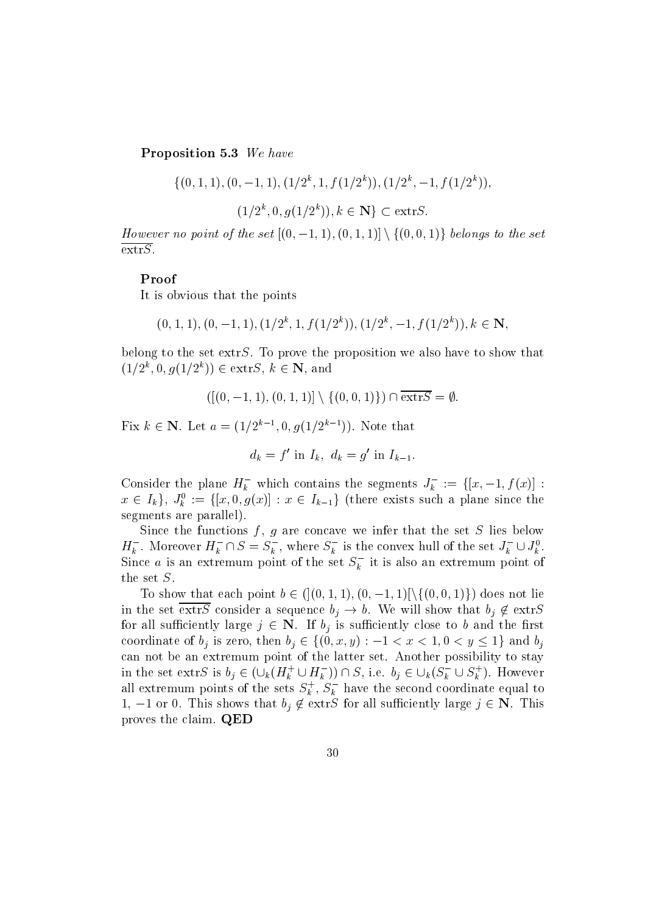**Proposition 5.3** *We have*

$$\{(0,1,1),(0,-1,1),(1/2^k,1,f(1/2^k)),(1/2^k,-1,f(1/2^k)),$$

$$(1/2^k,0,g(1/2^k)),k\in\mathbf{N}\}\subset \mathrm{extr}S.$$

*However no point of the set* $[(0,-1,1),(0,1,1)]\setminus\{(0,0,1)\}$ *belongs to the set* $\overline{\mathrm{extr}S}$.

**Proof**

It is obvious that the points

$$(0,1,1),(0,-1,1),(1/2^k,1,f(1/2^k)),(1/2^k,-1,f(1/2^k)),k\in\mathbf{N},$$

belong to the set $\mathrm{extr}S$. To prove the proposition we also have to show that $(1/2^k,0,g(1/2^k))\in \mathrm{extr}S$, $k\in\mathbf{N}$, and

$$([(0,-1,1),(0,1,1)]\setminus\{(0,0,1)\})\cap\overline{\mathrm{extr}S}=\emptyset.$$

Fix $k\in\mathbf{N}$. Let $a=(1/2^{k-1},0,g(1/2^{k-1}))$. Note that

$$d_k=f' \text{ in } I_k,\ d_k=g' \text{ in } I_{k-1}.$$

Consider the plane $H_k^-$ which contains the segments $J_k^-:=\{[x,-1,f(x)]: x\in I_k\}$, $J_k^0:=\{[x,0,g(x)]:x\in I_{k-1}\}$ (there exists such a plane since the segments are parallel).

Since the functions $f$, $g$ are concave we infer that the set $S$ lies below $H_k^-$. Moreover $H_k^-\cap S=S_k^-$, where $S_k^-$ is the convex hull of the set $J_k^-\cup J_k^0$. Since $a$ is an extremum point of the set $S_k^-$ it is also an extremum point of the set $S$.

To show that each point $b\in(](0,1,1),(0,-1,1)[\setminus\{(0,0,1)\})$ does not lie in the set $\overline{\mathrm{extr}S}$ consider a sequence $b_j\to b$. We will show that $b_j\notin \mathrm{extr}S$ for all sufficiently large $j\in\mathbf{N}$. If $b_j$ is sufficiently close to $b$ and the first coordinate of $b_j$ is zero, then $b_j\in\{(0,x,y):-1<x<1,0<y\le 1\}$ and $b_j$ can not be an extremum point of the latter set. Another possibility to stay in the set $\mathrm{extr}S$ is $b_j\in(\cup_k(H_k^+\cup H_k^-))\cap S$, i.e. $b_j\in\cup_k(S_k^-\cup S_k^+)$. However all extremum points of the sets $S_k^+$, $S_k^-$ have the second coordinate equal to $1$, $-1$ or $0$. This shows that $b_j\notin\mathrm{extr}S$ for all sufficiently large $j\in\mathbf{N}$. This proves the claim. **QED**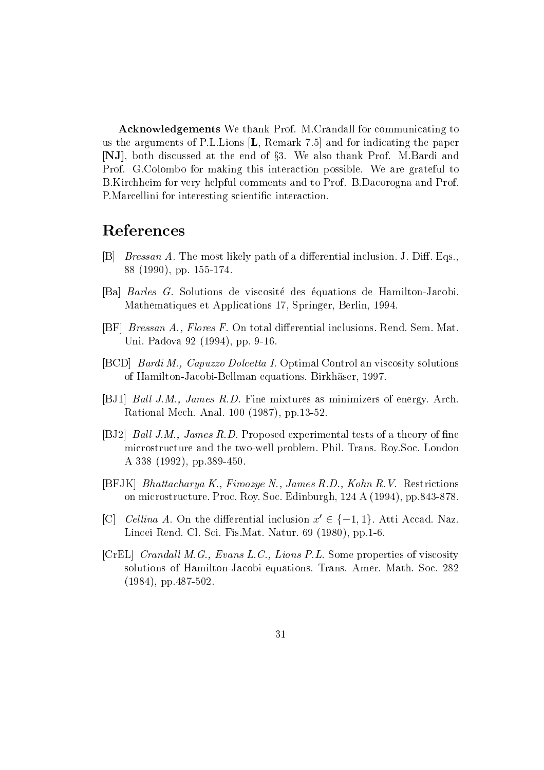**Acknowledgements** We thank Prof. M.Crandall for communicating to us the arguments of P.L.Lions [**L**, Remark 7.5] and for indicating the paper [**NJ**], both discussed at the end of §3. We also thank Prof. M.Bardi and Prof. G.Colombo for making this interaction possible. We are grateful to B.Kirchheim for very helpful comments and to Prof. B.Dacorogna and Prof. P.Marcellini for interesting scientific interaction.

# References

[B] *Bressan A.* The most likely path of a differential inclusion. J. Diff. Eqs., 88 (1990), pp. 155-174.

[Ba] *Barles G.* Solutions de viscosité des équations de Hamilton-Jacobi. Mathematiques et Applications 17, Springer, Berlin, 1994.

[BF] *Bressan A., Flores F.* On total differential inclusions. Rend. Sem. Mat. Uni. Padova 92 (1994), pp. 9-16.

[BCD] *Bardi M., Capuzzo Dolcetta I.* Optimal Control an viscosity solutions of Hamilton-Jacobi-Bellman equations. Birkhäser, 1997.

[BJ1] *Ball J.M., James R.D.* Fine mixtures as minimizers of energy. Arch. Rational Mech. Anal. 100 (1987), pp.13-52.

[BJ2] *Ball J.M., James R.D.* Proposed experimental tests of a theory of fine microstructure and the two-well problem. Phil. Trans. Roy.Soc. London A 338 (1992), pp.389-450.

[BFJK] *Bhattacharya K., Firoozye N., James R.D., Kohn R.V.* Restrictions on microstructure. Proc. Roy. Soc. Edinburgh, 124 A (1994), pp.843-878.

[C] *Cellina A.* On the differential inclusion $x' \in \{-1, 1\}$. Atti Accad. Naz. Lincei Rend. Cl. Sci. Fis.Mat. Natur. 69 (1980), pp.1-6.

[CrEL] *Crandall M.G., Evans L.C., Lions P.L.* Some properties of viscosity solutions of Hamilton-Jacobi equations. Trans. Amer. Math. Soc. 282 (1984), pp.487-502.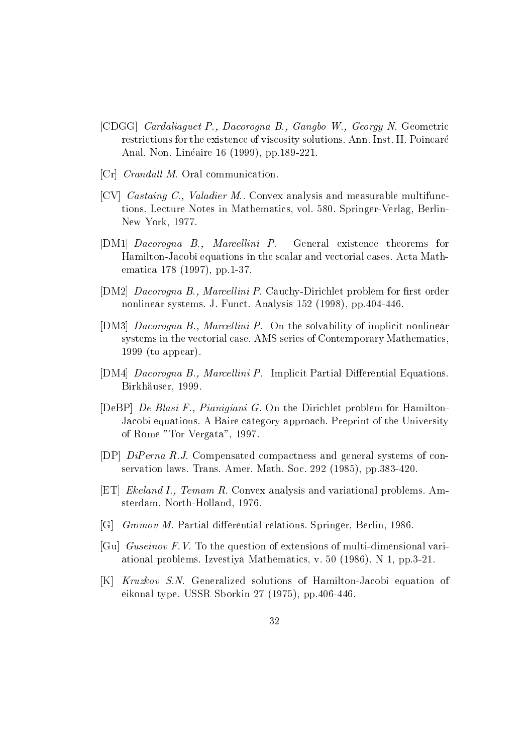[CDGG] *Cardaliaguet P., Dacorogna B., Gangbo W., Georgy N.* Geometric restrictions for the existence of viscosity solutions. Ann. Inst. H. Poincaré Anal. Non. Linéaire 16 (1999), pp.189-221.

[Cr] *Crandall M.* Oral communication.

[CV] *Castaing C., Valadier M.*. Convex analysis and measurable multifunctions. Lecture Notes in Mathematics, vol. 580. Springer-Verlag, Berlin-New York, 1977.

[DM1] *Dacorogna B., Marcellini P.* General existence theorems for Hamilton-Jacobi equations in the scalar and vectorial cases. Acta Mathematica 178 (1997), pp.1-37.

[DM2] *Dacorogna B., Marcellini P.* Cauchy-Dirichlet problem for first order nonlinear systems. J. Funct. Analysis 152 (1998), pp.404-446.

[DM3] *Dacorogna B., Marcellini P.* On the solvability of implicit nonlinear systems in the vectorial case. AMS series of Contemporary Mathematics, 1999 (to appear).

[DM4] *Dacorogna B., Marcellini P.* Implicit Partial Differential Equations. Birkhäuser, 1999.

[DeBP] *De Blasi F., Pianigiani G.* On the Dirichlet problem for Hamilton-Jacobi equations. A Baire category approach. Preprint of the University of Rome "Tor Vergata", 1997.

[DP] *DiPerna R.J.* Compensated compactness and general systems of conservation laws. Trans. Amer. Math. Soc. 292 (1985), pp.383-420.

[ET] *Ekeland I., Temam R.* Convex analysis and variational problems. Amsterdam, North-Holland, 1976.

[G] *Gromov M.* Partial differential relations. Springer, Berlin, 1986.

[Gu] *Guseinov F.V.* To the question of extensions of multi-dimensional variational problems. Izvestiya Mathematics, v. 50 (1986), N 1, pp.3-21.

[K] *Kruzkov S.N.* Generalized solutions of Hamilton-Jacobi equation of eikonal type. USSR Sborkin 27 (1975), pp.406-446.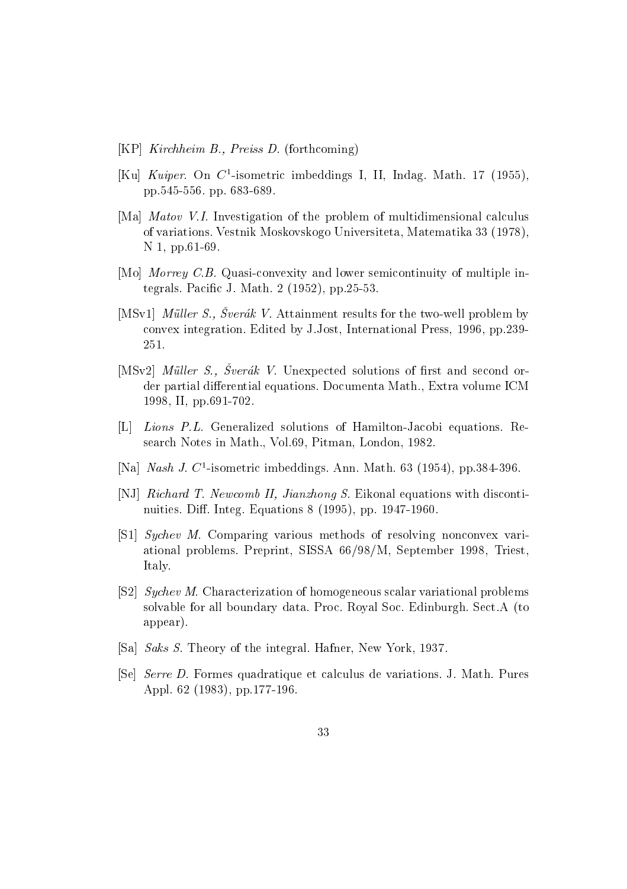[KP] *Kirchheim B., Preiss D.* (forthcoming)

[Ku] *Kuiper.* On $C^1$-isometric imbeddings I, II, Indag. Math. 17 (1955), pp.545-556. pp. 683-689.

[Ma] *Matov V.I.* Investigation of the problem of multidimensional calculus of variations. Vestnik Moskovskogo Universiteta, Matematika 33 (1978), N 1, pp.61-69.

[Mo] *Morrey C.B.* Quasi-convexity and lower semicontinuity of multiple integrals. Pacific J. Math. 2 (1952), pp.25-53.

[MSv1] *Müller S., Šverák V.* Attainment results for the two-well problem by convex integration. Edited by J.Jost, International Press, 1996, pp.239-251.

[MSv2] *Müller S., Šverák V.* Unexpected solutions of first and second order partial differential equations. Documenta Math., Extra volume ICM 1998, II, pp.691-702.

[L] *Lions P.L.* Generalized solutions of Hamilton-Jacobi equations. Research Notes in Math., Vol.69, Pitman, London, 1982.

[Na] *Nash J.* $C^1$-isometric imbeddings. Ann. Math. 63 (1954), pp.384-396.

[NJ] *Richard T. Newcomb II, Jianzhong S.* Eikonal equations with discontinuities. Diff. Integ. Equations 8 (1995), pp. 1947-1960.

[S1] *Sychev M.* Comparing various methods of resolving nonconvex variational problems. Preprint, SISSA 66/98/M, September 1998, Triest, Italy.

[S2] *Sychev M.* Characterization of homogeneous scalar variational problems solvable for all boundary data. Proc. Royal Soc. Edinburgh. Sect.A (to appear).

[Sa] *Saks S.* Theory of the integral. Hafner, New York, 1937.

[Se] *Serre D.* Formes quadratique et calculus de variations. J. Math. Pures Appl. 62 (1983), pp.177-196.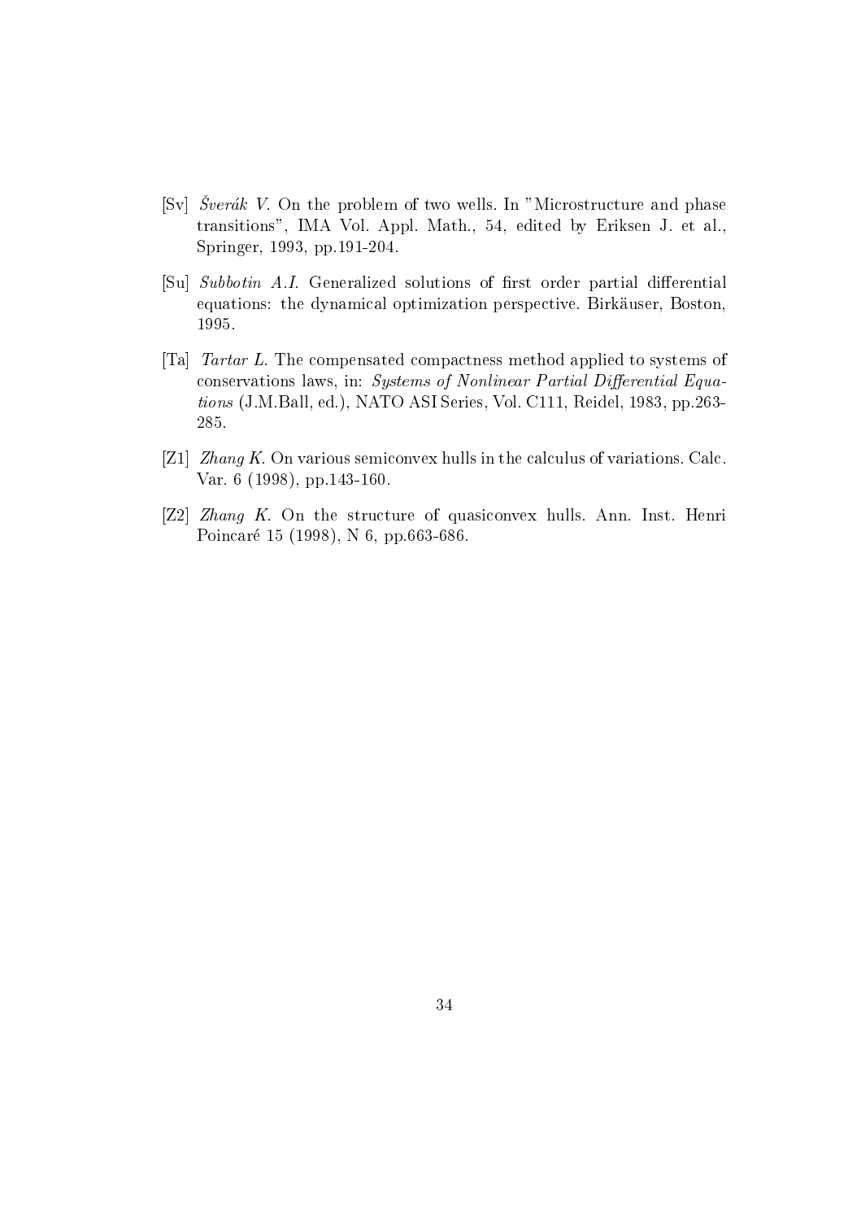[Sv] *Šverák V.* On the problem of two wells. In "Microstructure and phase transitions", IMA Vol. Appl. Math., 54, edited by Eriksen J. et al., Springer, 1993, pp.191-204.

[Su] *Subbotin A.I.* Generalized solutions of first order partial differential equations: the dynamical optimization perspective. Birkäuser, Boston, 1995.

[Ta] *Tartar L.* The compensated compactness method applied to systems of conservations laws, in: *Systems of Nonlinear Partial Differential Equations* (J.M.Ball, ed.), NATO ASI Series, Vol. C111, Reidel, 1983, pp.263-285.

[Z1] *Zhang K.* On various semiconvex hulls in the calculus of variations. Calc. Var. 6 (1998), pp.143-160.

[Z2] *Zhang K.* On the structure of quasiconvex hulls. Ann. Inst. Henri Poincaré 15 (1998), N 6, pp.663-686.